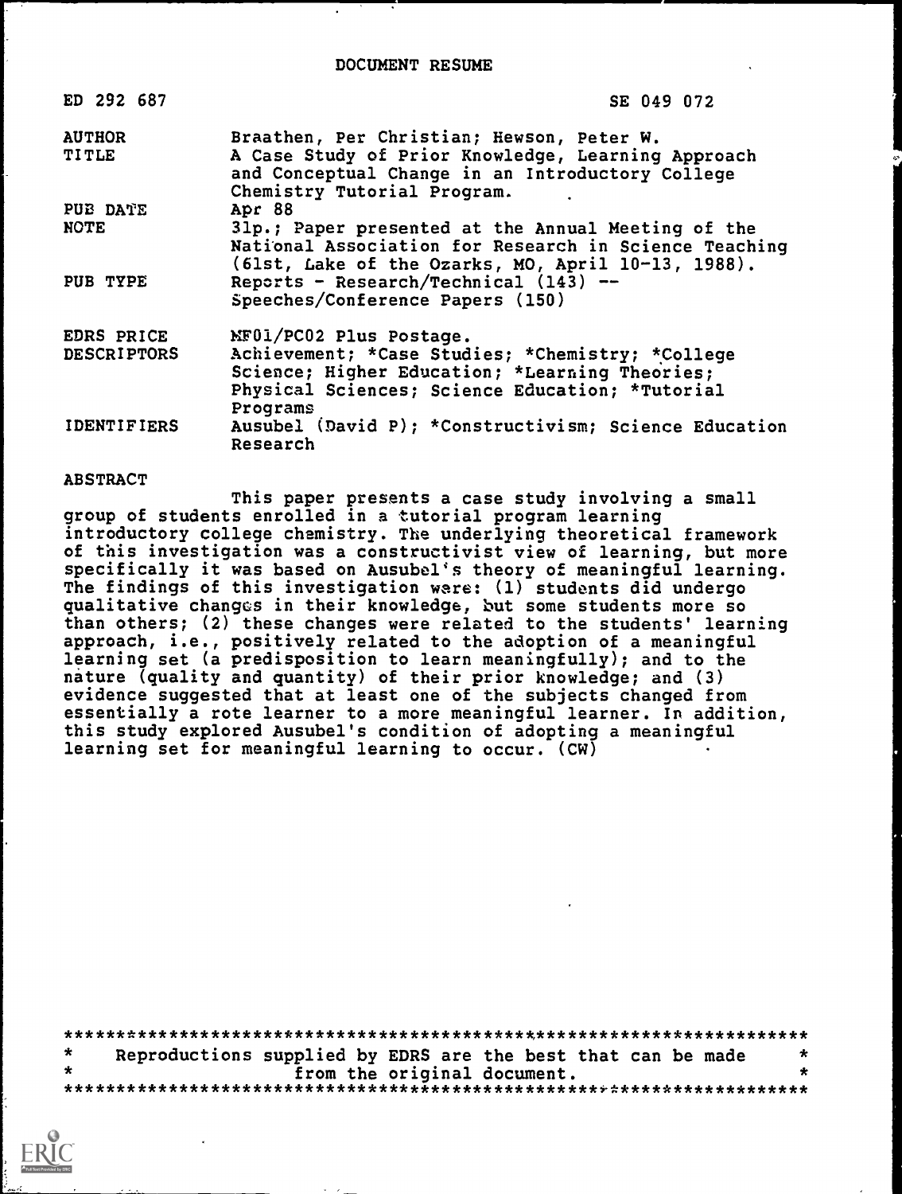# DOCUMENT RESUME

| | |
|---|---|
| ED 292 687 | SE 049 072 |
| AUTHOR | Braathen, Per Christian; Hewson, Peter W. |
| TITLE | A Case Study of Prior Knowledge, Learning Approach and Conceptual Change in an Introductory College Chemistry Tutorial Program. |
| PUB DATE | Apr 88 |
| NOTE | 31p.; Paper presented at the Annual Meeting of the National Association for Research in Science Teaching (61st, Lake of the Ozarks, MO, April 10-13, 1988). |
| PUB TYPE | Reports - Research/Technical (143) -- Speeches/Conference Papers (150) |
| EDRS PRICE | MF01/PC02 Plus Postage. |
| DESCRIPTORS | Achievement; *Case Studies; *Chemistry; *College Science; Higher Education; *Learning Theories; Physical Sciences; Science Education; *Tutorial Programs |
| IDENTIFIERS | Ausubel (David P); *Constructivism; Science Education Research |

## ABSTRACT

This paper presents a case study involving a small group of students enrolled in a tutorial program learning introductory college chemistry. The underlying theoretical framework of this investigation was a constructivist view of learning, but more specifically it was based on Ausubel's theory of meaningful learning. The findings of this investigation were: (1) students did undergo qualitative changes in their knowledge, but some students more so than others; (2) these changes were related to the students' learning approach, i.e., positively related to the adoption of a meaningful learning set (a predisposition to learn meaningfully); and to the nature (quality and quantity) of their prior knowledge; and (3) evidence suggested that at least one of the subjects changed from essentially a rote learner to a more meaningful learner. In addition, this study explored Ausubel's condition of adopting a meaningful learning set for meaningful learning to occur. (CW)

***********************************************************************
* Reproductions supplied by EDRS are the best that can be made *
* from the original document. *
***********************************************************************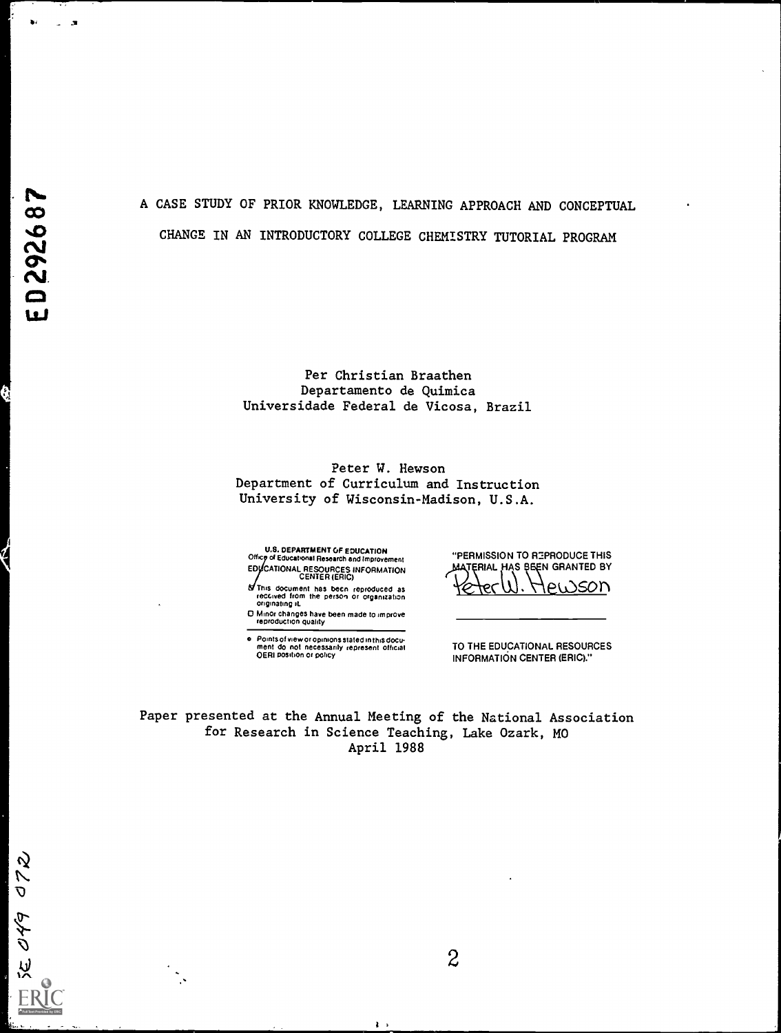# A CASE STUDY OF PRIOR KNOWLEDGE, LEARNING APPROACH AND CONCEPTUAL CHANGE IN AN INTRODUCTORY COLLEGE CHEMISTRY TUTORIAL PROGRAM

Per Christian Braathen
Departamento de Quimica
Universidade Federal de Vicosa, Brazil

Peter W. Hewson
Department of Curriculum and Instruction
University of Wisconsin-Madison, U.S.A.

U.S. DEPARTMENT OF EDUCATION
Office of Educational Research and Improvement
EDUCATIONAL RESOURCES INFORMATION CENTER (ERIC)

- This document has been reproduced as received from the person or organization originating it.
- Minor changes have been made to improve reproduction quality
- Points of view or opinions stated in this document do not necessarily represent official OERI position or policy

"PERMISSION TO REPRODUCE THIS MATERIAL HAS BEEN GRANTED BY
Peter W. Hewson

TO THE EDUCATIONAL RESOURCES INFORMATION CENTER (ERIC)."

Paper presented at the Annual Meeting of the National Association for Research in Science Teaching, Lake Ozark, MO
April 1988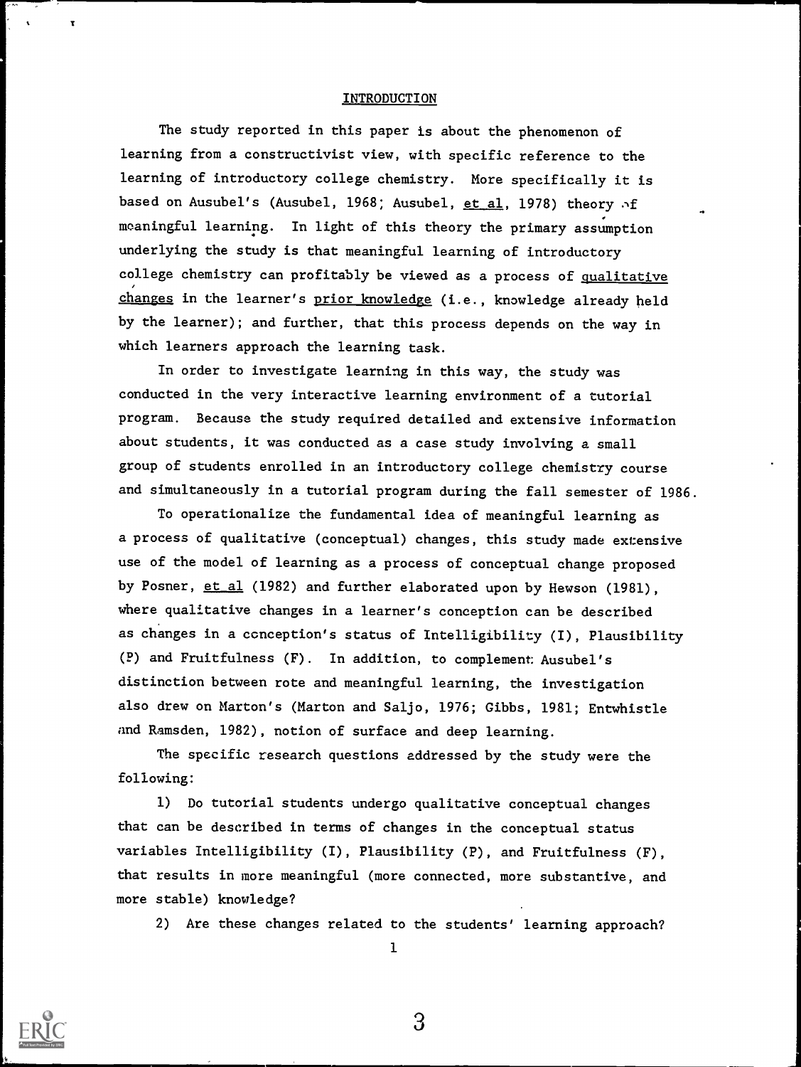## INTRODUCTION

The study reported in this paper is about the phenomenon of learning from a constructivist view, with specific reference to the learning of introductory college chemistry. More specifically it is based on Ausubel's (Ausubel, 1968; Ausubel, et al, 1978) theory of meaningful learning. In light of this theory the primary assumption underlying the study is that meaningful learning of introductory college chemistry can profitably be viewed as a process of qualitative changes in the learner's prior knowledge (i.e., knowledge already held by the learner); and further, that this process depends on the way in which learners approach the learning task.

In order to investigate learning in this way, the study was conducted in the very interactive learning environment of a tutorial program. Because the study required detailed and extensive information about students, it was conducted as a case study involving a small group of students enrolled in an introductory college chemistry course and simultaneously in a tutorial program during the fall semester of 1986.

To operationalize the fundamental idea of meaningful learning as a process of qualitative (conceptual) changes, this study made extensive use of the model of learning as a process of conceptual change proposed by Posner, et al (1982) and further elaborated upon by Hewson (1981), where qualitative changes in a learner's conception can be described as changes in a conception's status of Intelligibility (I), Plausibility (P) and Fruitfulness (F). In addition, to complement Ausubel's distinction between rote and meaningful learning, the investigation also drew on Marton's (Marton and Saljo, 1976; Gibbs, 1981; Entwhistle and Ramsden, 1982), notion of surface and deep learning.

The specific research questions addressed by the study were the following:

1) Do tutorial students undergo qualitative conceptual changes that can be described in terms of changes in the conceptual status variables Intelligibility (I), Plausibility (P), and Fruitfulness (F), that results in more meaningful (more connected, more substantive, and more stable) knowledge?

2) Are these changes related to the students' learning approach?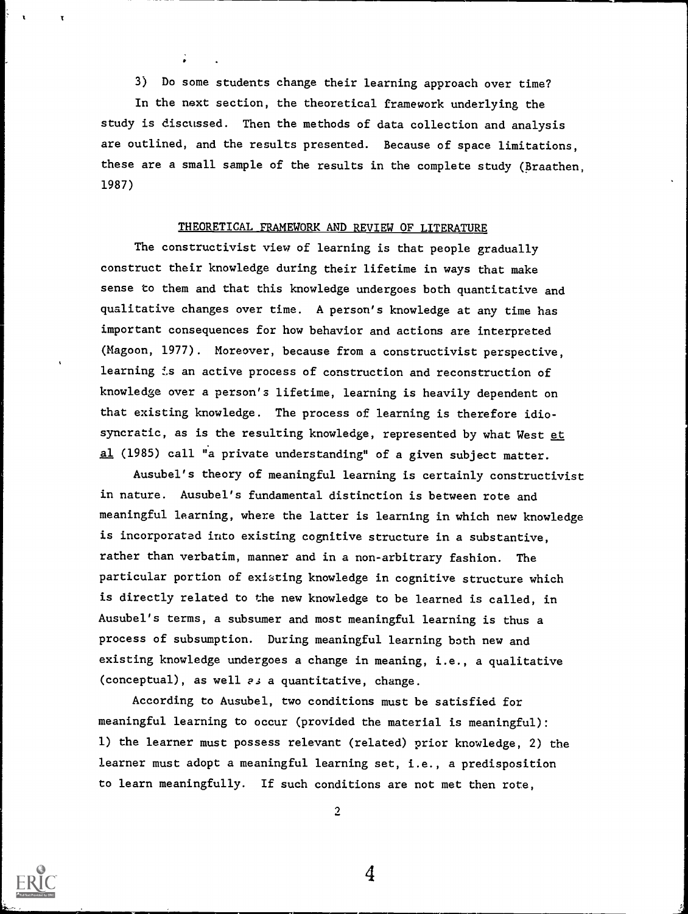3) Do some students change their learning approach over time?

In the next section, the theoretical framework underlying the study is discussed. Then the methods of data collection and analysis are outlined, and the results presented. Because of space limitations, these are a small sample of the results in the complete study (Braathen, 1987)

## THEORETICAL FRAMEWORK AND REVIEW OF LITERATURE

The constructivist view of learning is that people gradually construct their knowledge during their lifetime in ways that make sense to them and that this knowledge undergoes both quantitative and qualitative changes over time. A person's knowledge at any time has important consequences for how behavior and actions are interpreted (Magoon, 1977). Moreover, because from a constructivist perspective, learning is an active process of construction and reconstruction of knowledge over a person's lifetime, learning is heavily dependent on that existing knowledge. The process of learning is therefore idiosyncratic, as is the resulting knowledge, represented by what West et al (1985) call "a private understanding" of a given subject matter.

Ausubel's theory of meaningful learning is certainly constructivist in nature. Ausubel's fundamental distinction is between rote and meaningful learning, where the latter is learning in which new knowledge is incorporated into existing cognitive structure in a substantive, rather than verbatim, manner and in a non-arbitrary fashion. The particular portion of existing knowledge in cognitive structure which is directly related to the new knowledge to be learned is called, in Ausubel's terms, a subsumer and most meaningful learning is thus a process of subsumption. During meaningful learning both new and existing knowledge undergoes a change in meaning, i.e., a qualitative (conceptual), as well as a quantitative, change.

According to Ausubel, two conditions must be satisfied for meaningful learning to occur (provided the material is meaningful): 1) the learner must possess relevant (related) prior knowledge, 2) the learner must adopt a meaningful learning set, i.e., a predisposition to learn meaningfully. If such conditions are not met then rote,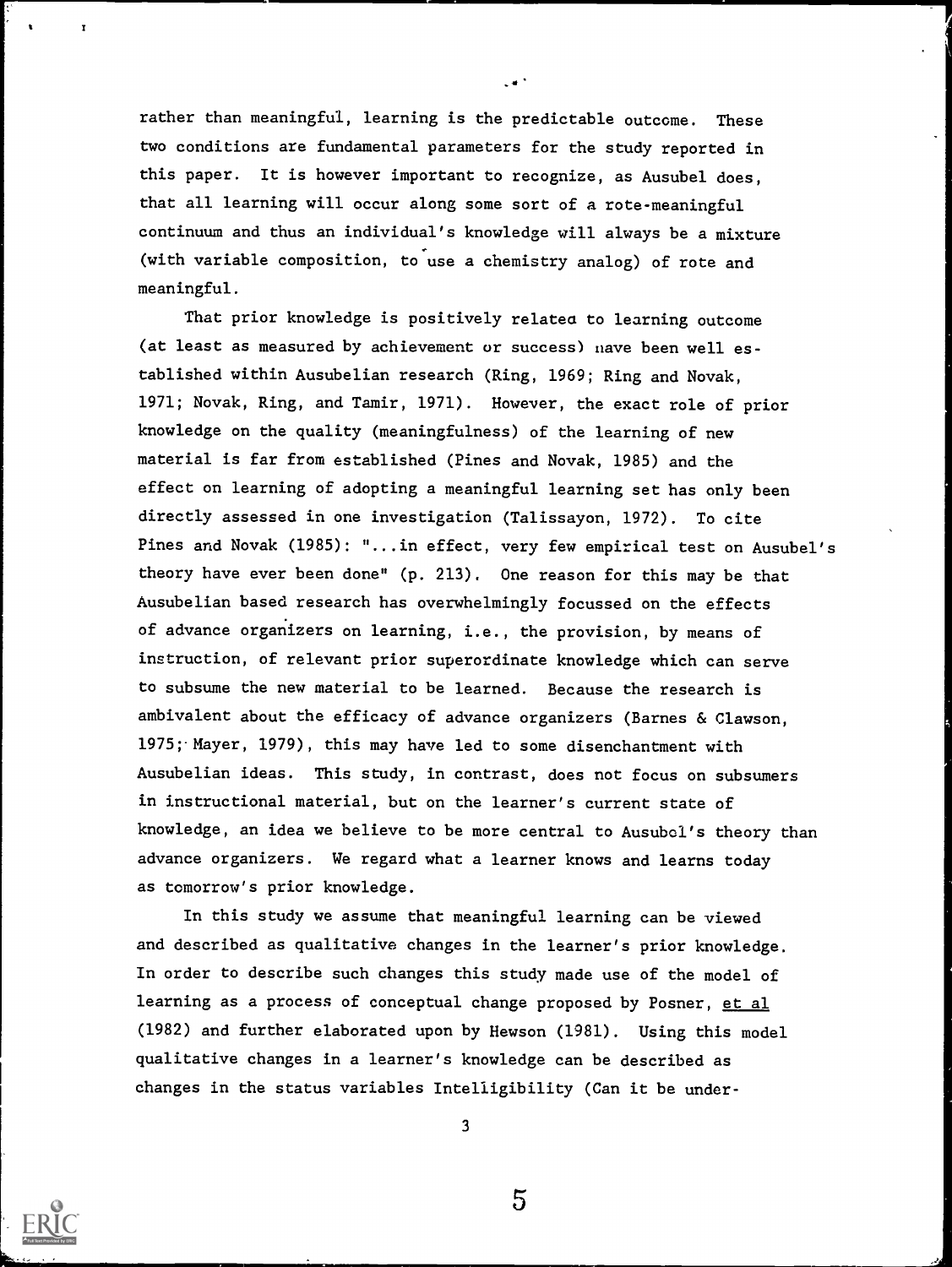rather than meaningful, learning is the predictable outcome. These two conditions are fundamental parameters for the study reported in this paper. It is however important to recognize, as Ausubel does, that all learning will occur along some sort of a rote-meaningful continuum and thus an individual's knowledge will always be a mixture (with variable composition, to use a chemistry analog) of rote and meaningful.

That prior knowledge is positively related to learning outcome (at least as measured by achievement or success) have been well established within Ausubelian research (Ring, 1969; Ring and Novak, 1971; Novak, Ring, and Tamir, 1971). However, the exact role of prior knowledge on the quality (meaningfulness) of the learning of new material is far from established (Pines and Novak, 1985) and the effect on learning of adopting a meaningful learning set has only been directly assessed in one investigation (Talissayon, 1972). To cite Pines and Novak (1985): "...in effect, very few empirical test on Ausubel's theory have ever been done" (p. 213). One reason for this may be that Ausubelian based research has overwhelmingly focussed on the effects of advance organizers on learning, i.e., the provision, by means of instruction, of relevant prior superordinate knowledge which can serve to subsume the new material to be learned. Because the research is ambivalent about the efficacy of advance organizers (Barnes & Clawson, 1975; Mayer, 1979), this may have led to some disenchantment with Ausubelian ideas. This study, in contrast, does not focus on subsumers in instructional material, but on the learner's current state of knowledge, an idea we believe to be more central to Ausubel's theory than advance organizers. We regard what a learner knows and learns today as tomorrow's prior knowledge.

In this study we assume that meaningful learning can be viewed and described as qualitative changes in the learner's prior knowledge. In order to describe such changes this study made use of the model of learning as a process of conceptual change proposed by Posner, et al (1982) and further elaborated upon by Hewson (1981). Using this model qualitative changes in a learner's knowledge can be described as changes in the status variables Intelligibility (Can it be under-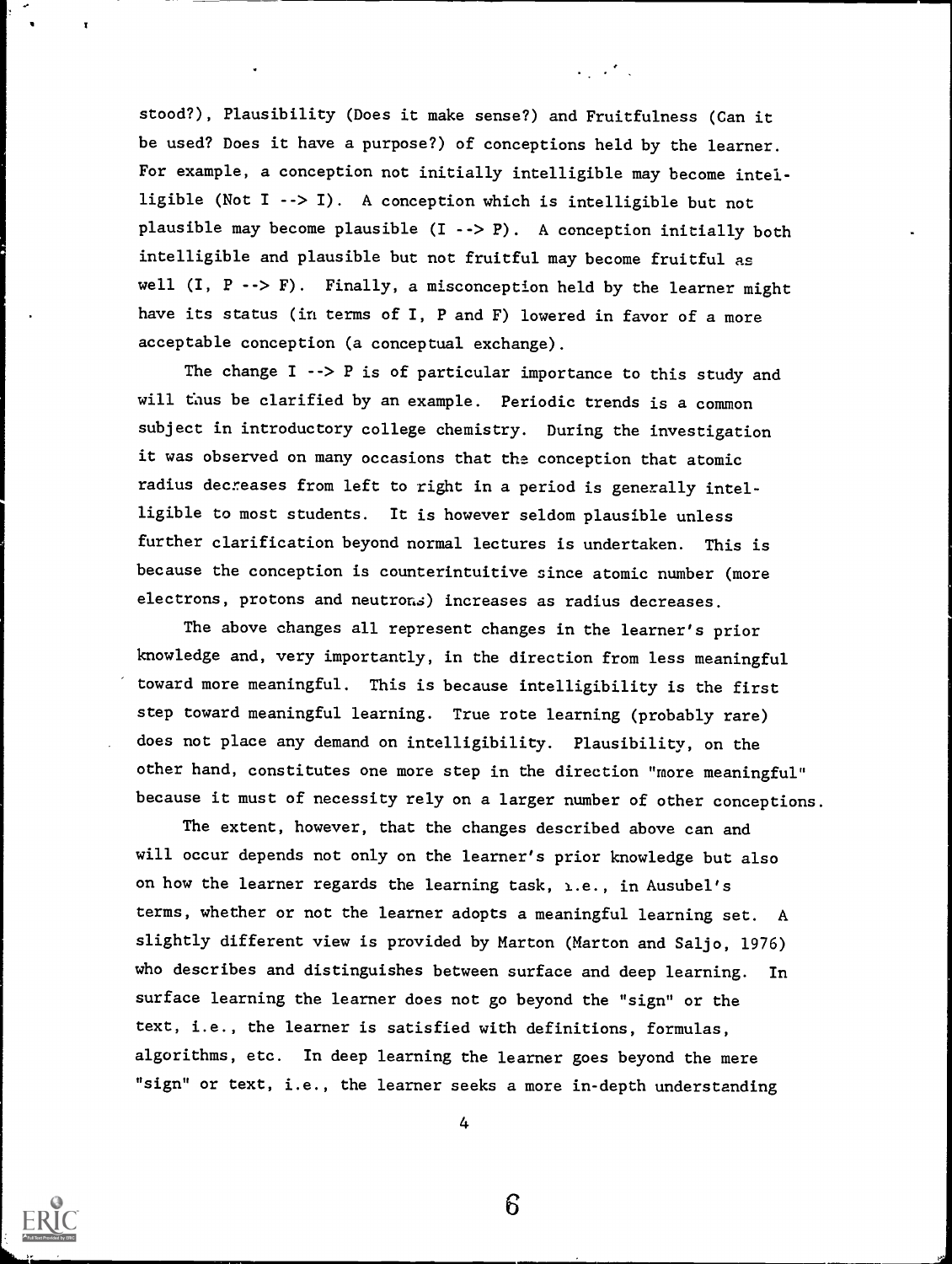stood?), Plausibility (Does it make sense?) and Fruitfulness (Can it be used? Does it have a purpose?) of conceptions held by the learner. For example, a conception not initially intelligible may become intelligible (Not I --> I). A conception which is intelligible but not plausible may become plausible (I --> P). A conception initially both intelligible and plausible but not fruitful may become fruitful as well (I, P --> F). Finally, a misconception held by the learner might have its status (in terms of I, P and F) lowered in favor of a more acceptable conception (a conceptual exchange).

The change I --> P is of particular importance to this study and will thus be clarified by an example. Periodic trends is a common subject in introductory college chemistry. During the investigation it was observed on many occasions that the conception that atomic radius decreases from left to right in a period is generally intelligible to most students. It is however seldom plausible unless further clarification beyond normal lectures is undertaken. This is because the conception is counterintuitive since atomic number (more electrons, protons and neutrons) increases as radius decreases.

The above changes all represent changes in the learner's prior knowledge and, very importantly, in the direction from less meaningful toward more meaningful. This is because intelligibility is the first step toward meaningful learning. True rote learning (probably rare) does not place any demand on intelligibility. Plausibility, on the other hand, constitutes one more step in the direction "more meaningful" because it must of necessity rely on a larger number of other conceptions.

The extent, however, that the changes described above can and will occur depends not only on the learner's prior knowledge but also on how the learner regards the learning task, i.e., in Ausubel's terms, whether or not the learner adopts a meaningful learning set. A slightly different view is provided by Marton (Marton and Saljo, 1976) who describes and distinguishes between surface and deep learning. In surface learning the learner does not go beyond the "sign" or the text, i.e., the learner is satisfied with definitions, formulas, algorithms, etc. In deep learning the learner goes beyond the mere "sign" or text, i.e., the learner seeks a more in-depth understanding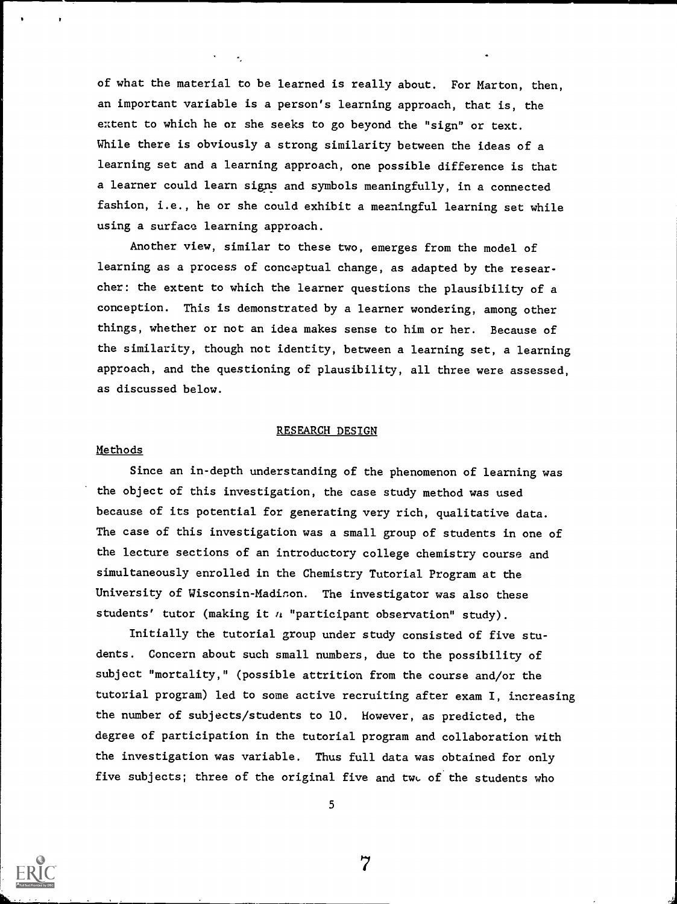of what the material to be learned is really about. For Marton, then, an important variable is a person's learning approach, that is, the extent to which he or she seeks to go beyond the "sign" or text. While there is obviously a strong similarity between the ideas of a learning set and a learning approach, one possible difference is that a learner could learn signs and symbols meaningfully, in a connected fashion, i.e., he or she could exhibit a meaningful learning set while using a surface learning approach.

Another view, similar to these two, emerges from the model of learning as a process of conceptual change, as adapted by the researcher: the extent to which the learner questions the plausibility of a conception. This is demonstrated by a learner wondering, among other things, whether or not an idea makes sense to him or her. Because of the similarity, though not identity, between a learning set, a learning approach, and the questioning of plausibility, all three were assessed, as discussed below.

## RESEARCH DESIGN

### Methods

Since an in-depth understanding of the phenomenon of learning was the object of this investigation, the case study method was used because of its potential for generating very rich, qualitative data. The case of this investigation was a small group of students in one of the lecture sections of an introductory college chemistry course and simultaneously enrolled in the Chemistry Tutorial Program at the University of Wisconsin-Madison. The investigator was also these students' tutor (making it a "participant observation" study).

Initially the tutorial group under study consisted of five students. Concern about such small numbers, due to the possibility of subject "mortality," (possible attrition from the course and/or the tutorial program) led to some active recruiting after exam I, increasing the number of subjects/students to 10. However, as predicted, the degree of participation in the tutorial program and collaboration with the investigation was variable. Thus full data was obtained for only five subjects; three of the original five and two of the students who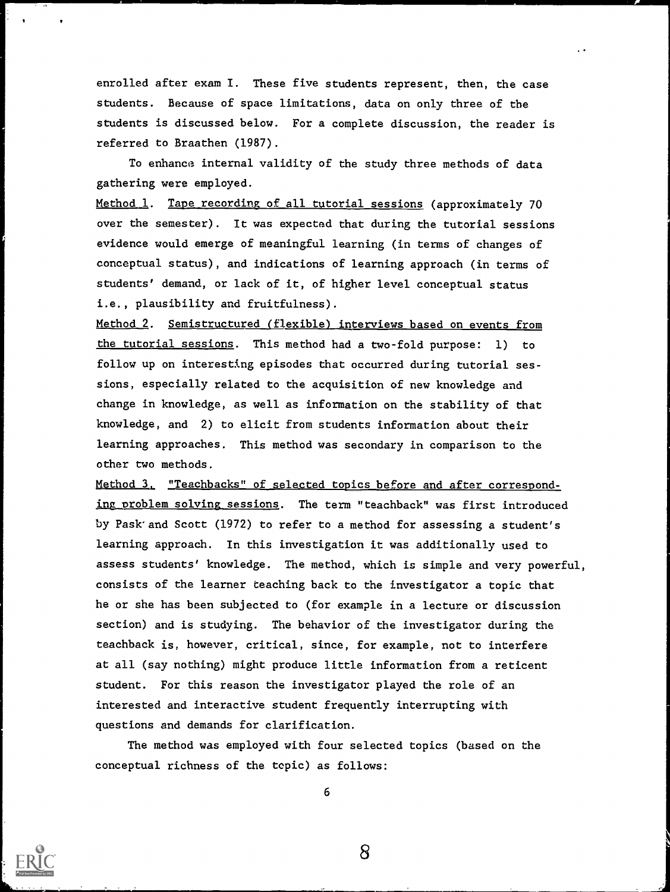enrolled after exam I. These five students represent, then, the case students. Because of space limitations, data on only three of the students is discussed below. For a complete discussion, the reader is referred to Braathen (1987).

To enhance internal validity of the study three methods of data gathering were employed.

Method 1. Tape recording of all tutorial sessions (approximately 70 over the semester). It was expected that during the tutorial sessions evidence would emerge of meaningful learning (in terms of changes of conceptual status), and indications of learning approach (in terms of students' demand, or lack of it, of higher level conceptual status i.e., plausibility and fruitfulness).

Method 2. Semistructured (flexible) interviews based on events from the tutorial sessions. This method had a two-fold purpose: 1) to follow up on interesting episodes that occurred during tutorial sessions, especially related to the acquisition of new knowledge and change in knowledge, as well as information on the stability of that knowledge, and 2) to elicit from students information about their learning approaches. This method was secondary in comparison to the other two methods.

Method 3. "Teachbacks" of selected topics before and after corresponding problem solving sessions. The term "teachback" was first introduced by Pask and Scott (1972) to refer to a method for assessing a student's learning approach. In this investigation it was additionally used to assess students' knowledge. The method, which is simple and very powerful, consists of the learner teaching back to the investigator a topic that he or she has been subjected to (for example in a lecture or discussion section) and is studying. The behavior of the investigator during the teachback is, however, critical, since, for example, not to interfere at all (say nothing) might produce little information from a reticent student. For this reason the investigator played the role of an interested and interactive student frequently interrupting with questions and demands for clarification.

The method was employed with four selected topics (based on the conceptual richness of the topic) as follows: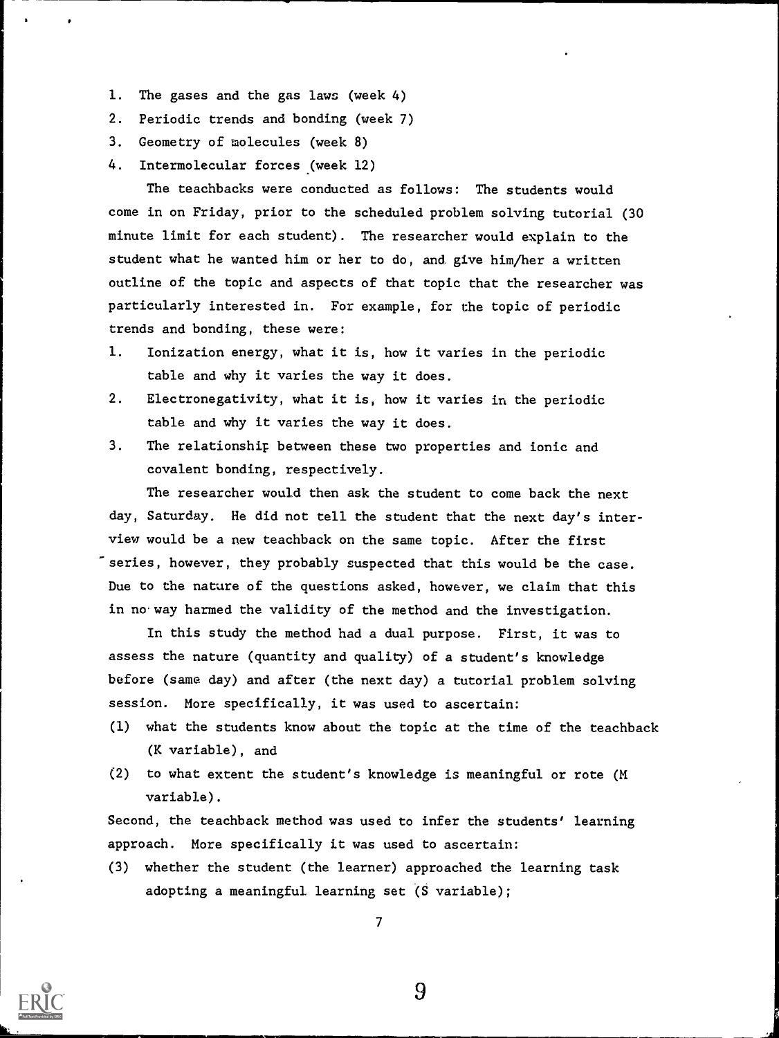1. The gases and the gas laws (week 4)
2. Periodic trends and bonding (week 7)
3. Geometry of molecules (week 8)
4. Intermolecular forces (week 12)

The teachbacks were conducted as follows: The students would come in on Friday, prior to the scheduled problem solving tutorial (30 minute limit for each student). The researcher would explain to the student what he wanted him or her to do, and give him/her a written outline of the topic and aspects of that topic that the researcher was particularly interested in. For example, for the topic of periodic trends and bonding, these were:

1. Ionization energy, what it is, how it varies in the periodic table and why it varies the way it does.
2. Electronegativity, what it is, how it varies in the periodic table and why it varies the way it does.
3. The relationship between these two properties and ionic and covalent bonding, respectively.

The researcher would then ask the student to come back the next day, Saturday. He did not tell the student that the next day's interview would be a new teachback on the same topic. After the first series, however, they probably suspected that this would be the case. Due to the nature of the questions asked, however, we claim that this in no way harmed the validity of the method and the investigation.

In this study the method had a dual purpose. First, it was to assess the nature (quantity and quality) of a student's knowledge before (same day) and after (the next day) a tutorial problem solving session. More specifically, it was used to ascertain:

(1) what the students know about the topic at the time of the teachback (K variable), and
(2) to what extent the student's knowledge is meaningful or rote (M variable).

Second, the teachback method was used to infer the students' learning approach. More specifically it was used to ascertain:

(3) whether the student (the learner) approached the learning task adopting a meaningful learning set (S variable);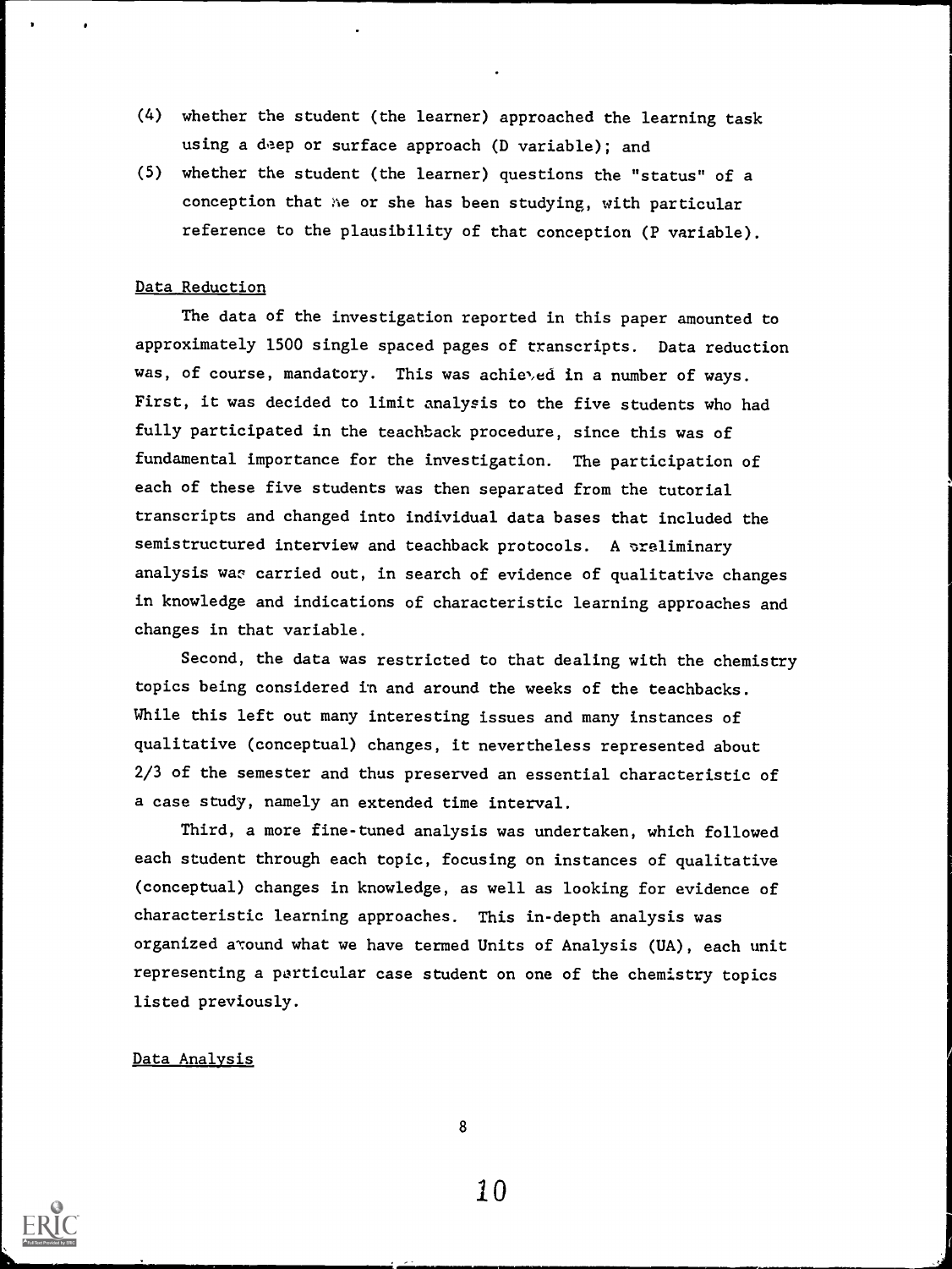(4) whether the student (the learner) approached the learning task using a deep or surface approach (D variable); and

(5) whether the student (the learner) questions the "status" of a conception that he or she has been studying, with particular reference to the plausibility of that conception (P variable).

## Data Reduction

The data of the investigation reported in this paper amounted to approximately 1500 single spaced pages of transcripts. Data reduction was, of course, mandatory. This was achieved in a number of ways. First, it was decided to limit analysis to the five students who had fully participated in the teachback procedure, since this was of fundamental importance for the investigation. The participation of each of these five students was then separated from the tutorial transcripts and changed into individual data bases that included the semistructured interview and teachback protocols. A preliminary analysis was carried out, in search of evidence of qualitative changes in knowledge and indications of characteristic learning approaches and changes in that variable.

Second, the data was restricted to that dealing with the chemistry topics being considered in and around the weeks of the teachbacks. While this left out many interesting issues and many instances of qualitative (conceptual) changes, it nevertheless represented about 2/3 of the semester and thus preserved an essential characteristic of a case study, namely an extended time interval.

Third, a more fine-tuned analysis was undertaken, which followed each student through each topic, focusing on instances of qualitative (conceptual) changes in knowledge, as well as looking for evidence of characteristic learning approaches. This in-depth analysis was organized around what we have termed Units of Analysis (UA), each unit representing a particular case student on one of the chemistry topics listed previously.

## Data Analysis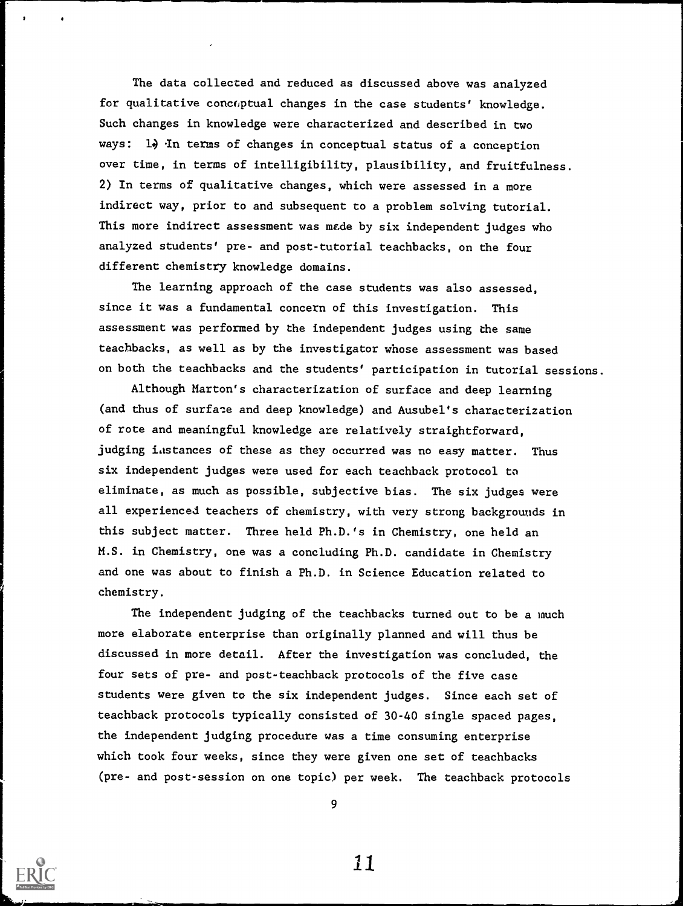The data collected and reduced as discussed above was analyzed for qualitative conceptual changes in the case students' knowledge. Such changes in knowledge were characterized and described in two ways: 1) In terms of changes in conceptual status of a conception over time, in terms of intelligibility, plausibility, and fruitfulness. 2) In terms of qualitative changes, which were assessed in a more indirect way, prior to and subsequent to a problem solving tutorial. This more indirect assessment was made by six independent judges who analyzed students' pre- and post-tutorial teachbacks, on the four different chemistry knowledge domains.

The learning approach of the case students was also assessed, since it was a fundamental concern of this investigation. This assessment was performed by the independent judges using the same teachbacks, as well as by the investigator whose assessment was based on both the teachbacks and the students' participation in tutorial sessions.

Although Marton's characterization of surface and deep learning (and thus of surface and deep knowledge) and Ausubel's characterization of rote and meaningful knowledge are relatively straightforward, judging instances of these as they occurred was no easy matter. Thus six independent judges were used for each teachback protocol to eliminate, as much as possible, subjective bias. The six judges were all experienced teachers of chemistry, with very strong backgrounds in this subject matter. Three held Ph.D.'s in Chemistry, one held an M.S. in Chemistry, one was a concluding Ph.D. candidate in Chemistry and one was about to finish a Ph.D. in Science Education related to chemistry.

The independent judging of the teachbacks turned out to be a much more elaborate enterprise than originally planned and will thus be discussed in more detail. After the investigation was concluded, the four sets of pre- and post-teachback protocols of the five case students were given to the six independent judges. Since each set of teachback protocols typically consisted of 30-40 single spaced pages, the independent judging procedure was a time consuming enterprise which took four weeks, since they were given one set of teachbacks (pre- and post-session on one topic) per week. The teachback protocols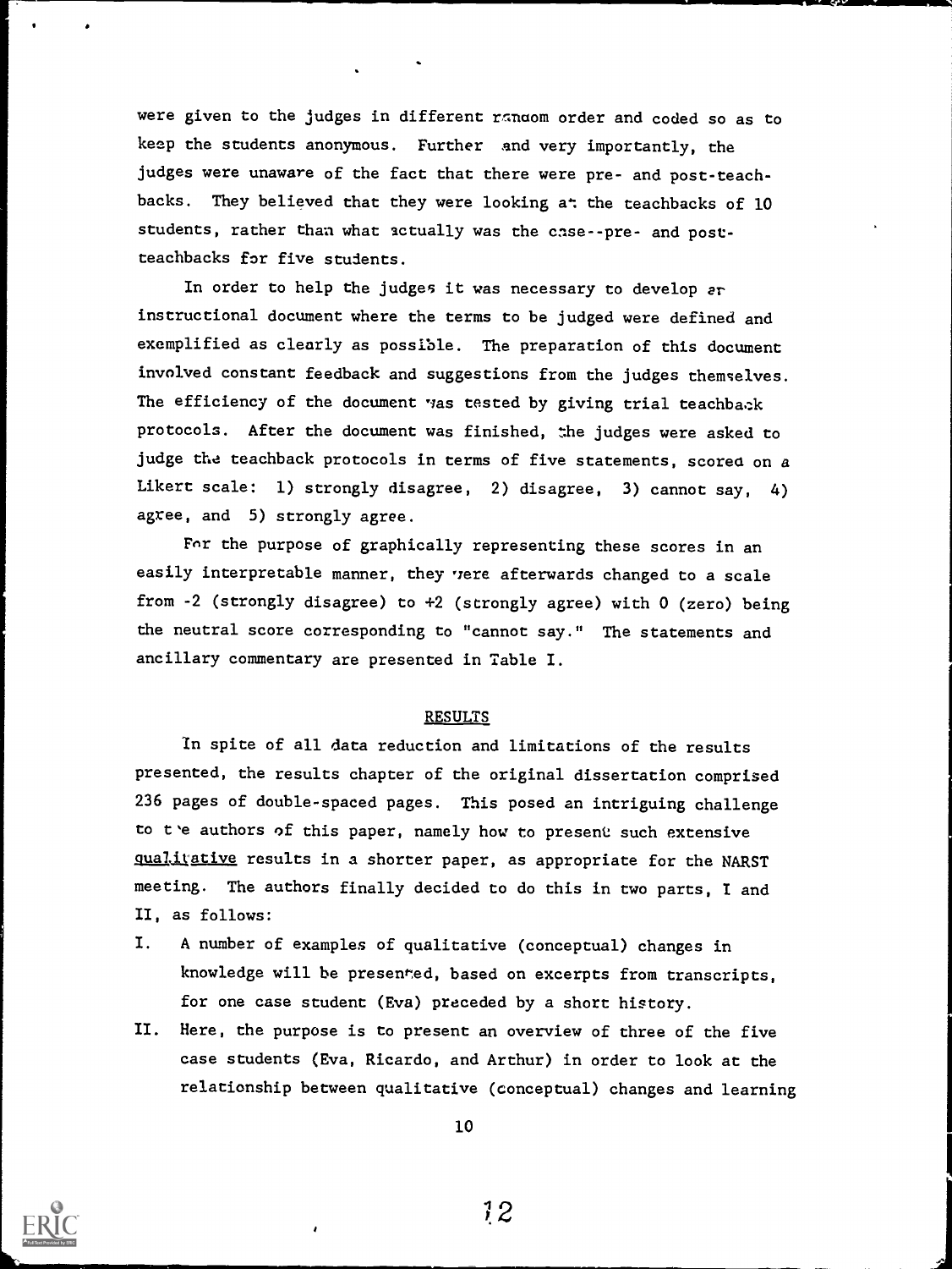were given to the judges in different random order and coded so as to keep the students anonymous. Further and very importantly, the judges were unaware of the fact that there were pre- and post-teachbacks. They believed that they were looking at the teachbacks of 10 students, rather than what actually was the case--pre- and post-teachbacks for five students.

In order to help the judges it was necessary to develop an instructional document where the terms to be judged were defined and exemplified as clearly as possible. The preparation of this document involved constant feedback and suggestions from the judges themselves. The efficiency of the document was tested by giving trial teachback protocols. After the document was finished, the judges were asked to judge the teachback protocols in terms of five statements, scored on a Likert scale: 1) strongly disagree, 2) disagree, 3) cannot say, 4) agree, and 5) strongly agree.

For the purpose of graphically representing these scores in an easily interpretable manner, they were afterwards changed to a scale from -2 (strongly disagree) to +2 (strongly agree) with 0 (zero) being the neutral score corresponding to "cannot say." The statements and ancillary commentary are presented in Table I.

## RESULTS

In spite of all data reduction and limitations of the results presented, the results chapter of the original dissertation comprised 236 pages of double-spaced pages. This posed an intriguing challenge to the authors of this paper, namely how to present such extensive <u>qualitative</u> results in a shorter paper, as appropriate for the NARST meeting. The authors finally decided to do this in two parts, I and II, as follows:

I. A number of examples of qualitative (conceptual) changes in knowledge will be presented, based on excerpts from transcripts, for one case student (Eva) preceded by a short history.

II. Here, the purpose is to present an overview of three of the five case students (Eva, Ricardo, and Arthur) in order to look at the relationship between qualitative (conceptual) changes and learning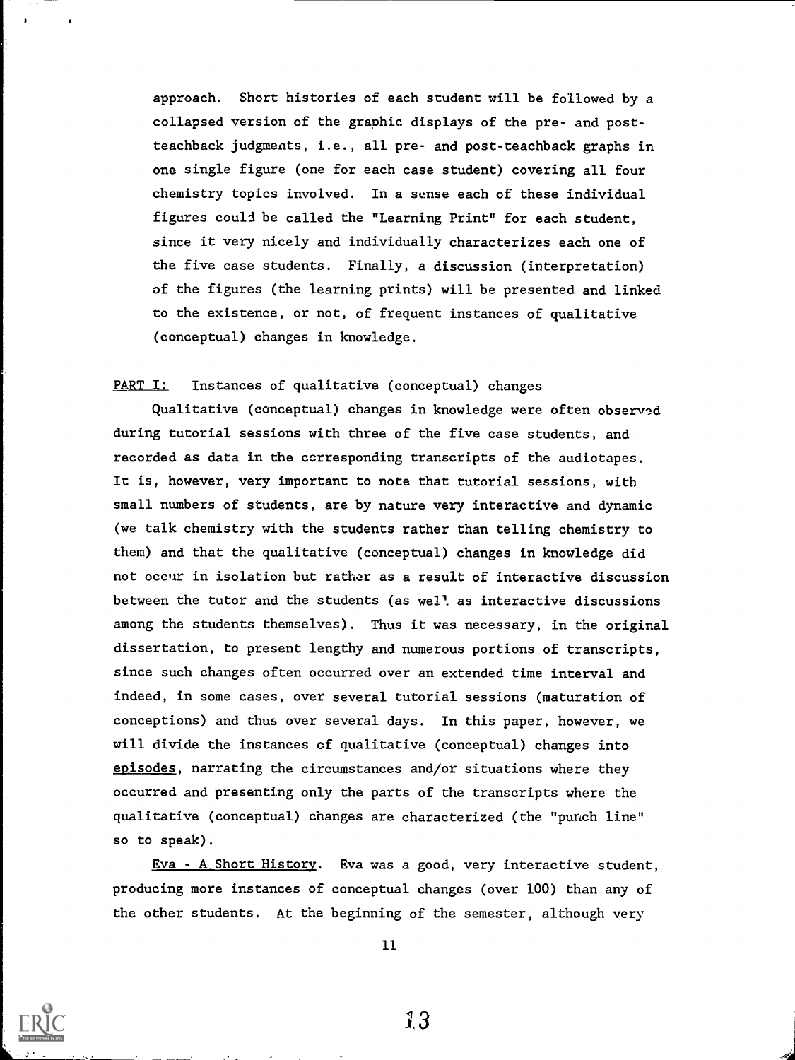approach. Short histories of each student will be followed by a collapsed version of the graphic displays of the pre- and post-teachback judgments, i.e., all pre- and post-teachback graphs in one single figure (one for each case student) covering all four chemistry topics involved. In a sense each of these individual figures could be called the "Learning Print" for each student, since it very nicely and individually characterizes each one of the five case students. Finally, a discussion (interpretation) of the figures (the learning prints) will be presented and linked to the existence, or not, of frequent instances of qualitative (conceptual) changes in knowledge.

<u>PART I:</u> Instances of qualitative (conceptual) changes

Qualitative (conceptual) changes in knowledge were often observed during tutorial sessions with three of the five case students, and recorded as data in the corresponding transcripts of the audiotapes. It is, however, very important to note that tutorial sessions, with small numbers of students, are by nature very interactive and dynamic (we talk chemistry with the students rather than telling chemistry to them) and that the qualitative (conceptual) changes in knowledge did not occur in isolation but rather as a result of interactive discussion between the tutor and the students (as well as interactive discussions among the students themselves). Thus it was necessary, in the original dissertation, to present lengthy and numerous portions of transcripts, since such changes often occurred over an extended time interval and indeed, in some cases, over several tutorial sessions (maturation of conceptions) and thus over several days. In this paper, however, we will divide the instances of qualitative (conceptual) changes into <u>episodes</u>, narrating the circumstances and/or situations where they occurred and presenting only the parts of the transcripts where the qualitative (conceptual) changes are characterized (the "punch line" so to speak).

<u>Eva - A Short History</u>. Eva was a good, very interactive student, producing more instances of conceptual changes (over 100) than any of the other students. At the beginning of the semester, although very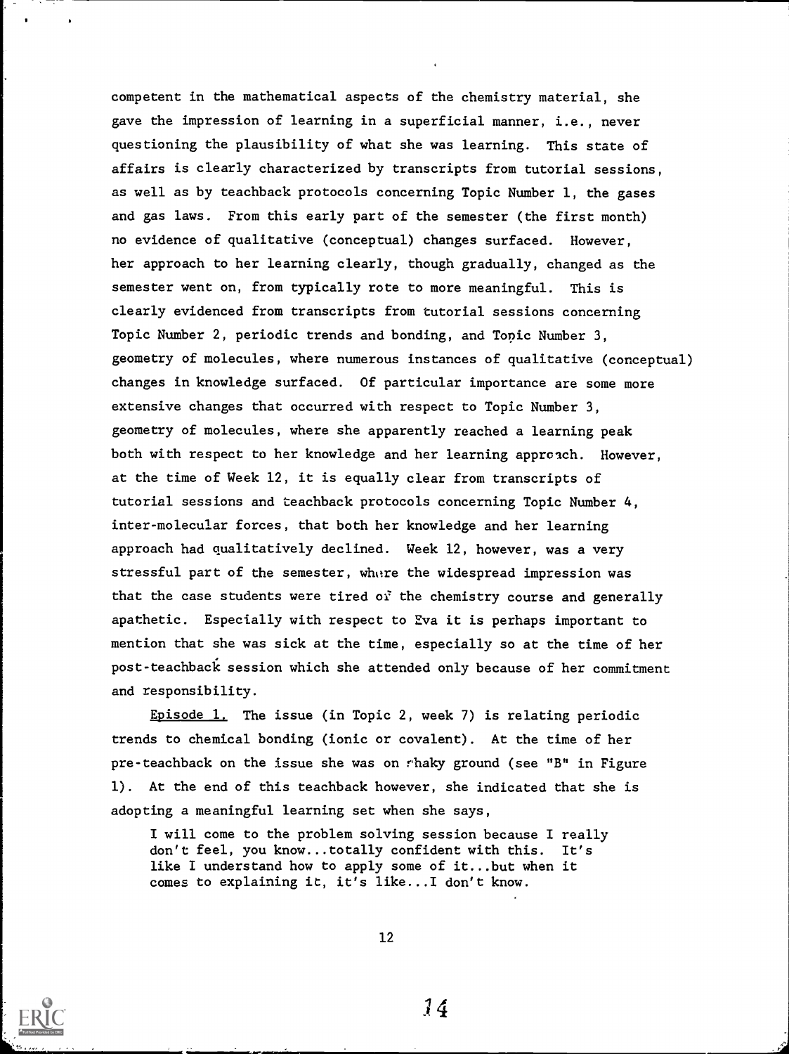competent in the mathematical aspects of the chemistry material, she gave the impression of learning in a superficial manner, i.e., never questioning the plausibility of what she was learning. This state of affairs is clearly characterized by transcripts from tutorial sessions, as well as by teachback protocols concerning Topic Number 1, the gases and gas laws. From this early part of the semester (the first month) no evidence of qualitative (conceptual) changes surfaced. However, her approach to her learning clearly, though gradually, changed as the semester went on, from typically rote to more meaningful. This is clearly evidenced from transcripts from tutorial sessions concerning Topic Number 2, periodic trends and bonding, and Topic Number 3, geometry of molecules, where numerous instances of qualitative (conceptual) changes in knowledge surfaced. Of particular importance are some more extensive changes that occurred with respect to Topic Number 3, geometry of molecules, where she apparently reached a learning peak both with respect to her knowledge and her learning approach. However, at the time of Week 12, it is equally clear from transcripts of tutorial sessions and teachback protocols concerning Topic Number 4, inter-molecular forces, that both her knowledge and her learning approach had qualitatively declined. Week 12, however, was a very stressful part of the semester, where the widespread impression was that the case students were tired of the chemistry course and generally apathetic. Especially with respect to Eva it is perhaps important to mention that she was sick at the time, especially so at the time of her post-teachback session which she attended only because of her commitment and responsibility.

Episode 1. The issue (in Topic 2, week 7) is relating periodic trends to chemical bonding (ionic or covalent). At the time of her pre-teachback on the issue she was on shaky ground (see "B" in Figure 1). At the end of this teachback however, she indicated that she is adopting a meaningful learning set when she says,

> I will come to the problem solving session because I really don't feel, you know...totally confident with this. It's like I understand how to apply some of it...but when it comes to explaining it, it's like...I don't know.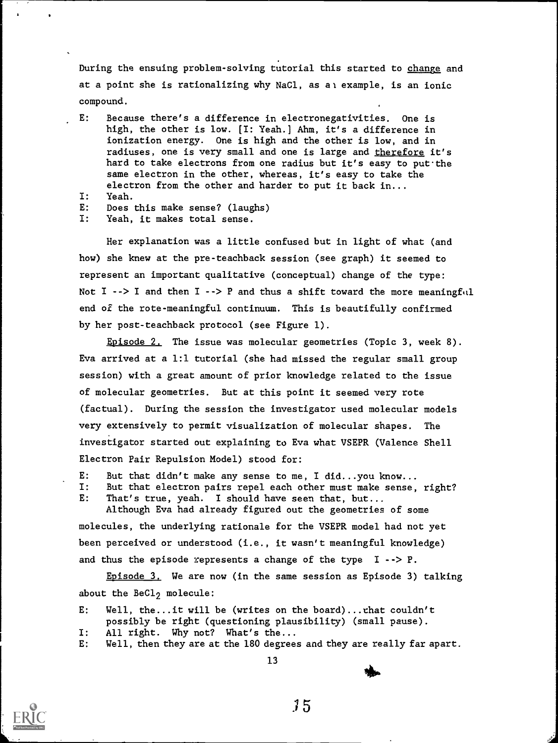During the ensuing problem-solving tutorial this started to change and at a point she is rationalizing why NaCl, as an example, is an ionic compound.

E: Because there's a difference in electronegativities. One is high, the other is low. [I: Yeah.] Ahm, it's a difference in ionization energy. One is high and the other is low, and in radiuses, one is very small and one is large and _therefore_ it's hard to take electrons from one radius but it's easy to put the same electron in the other, whereas, it's easy to take the electron from the other and harder to put it back in...
I: Yeah.
E: Does this make sense? (laughs)
I: Yeah, it makes total sense.

Her explanation was a little confused but in light of what (and how) she knew at the pre-teachback session (see graph) it seemed to represent an important qualitative (conceptual) change of the type: Not I --> I and then I --> P and thus a shift toward the more meaningful end of the rote-meaningful continuum. This is beautifully confirmed by her post-teachback protocol (see Figure 1).

_Episode 2._ The issue was molecular geometries (Topic 3, week 8). Eva arrived at a 1:1 tutorial (she had missed the regular small group session) with a great amount of prior knowledge related to the issue of molecular geometries. But at this point it seemed very rote (factual). During the session the investigator used molecular models very extensively to permit visualization of molecular shapes. The investigator started out explaining to Eva what VSEPR (Valence Shell Electron Pair Repulsion Model) stood for:

E: But that didn't make any sense to me, I did...you know...
I: But that electron pairs repel each other must make sense, right?
E: That's true, yeah. I should have seen that, but...

Although Eva had already figured out the geometries of some molecules, the underlying rationale for the VSEPR model had not yet been perceived or understood (i.e., it wasn't meaningful knowledge) and thus the episode represents a change of the type I --> P.

_Episode 3._ We are now (in the same session as Episode 3) talking about the $BeCl_2$ molecule:

E: Well, the...it will be (writes on the board)...that couldn't possibly be right (questioning plausibility) (small pause).
I: All right. Why not? What's the...
E: Well, then they are at the 180 degrees and they are really far apart.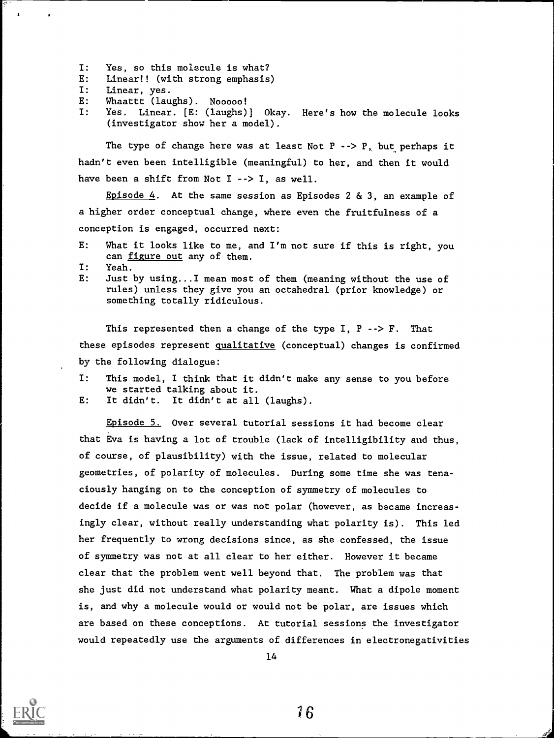I: Yes, so this molecule is what?
E: Linear!! (with strong emphasis)
I: Linear, yes.
E: Whaattt (laughs). Nooooo!
I: Yes. Linear. [E: (laughs)] Okay. Here's how the molecule looks (investigator show her a model).

The type of change here was at least Not P --> P, but perhaps it hadn't even been intelligible (meaningful) to her, and then it would have been a shift from Not I --> I, as well.

Episode 4. At the same session as Episodes 2 & 3, an example of a higher order conceptual change, where even the fruitfulness of a conception is engaged, occurred next:

E: What it looks like to me, and I'm not sure if this is right, you can figure out any of them.
I: Yeah.
E: Just by using...I mean most of them (meaning without the use of rules) unless they give you an octahedral (prior knowledge) or something totally ridiculous.

This represented then a change of the type I, P --> F. That these episodes represent qualitative (conceptual) changes is confirmed by the following dialogue:

I: This model, I think that it didn't make any sense to you before we started talking about it.
E: It didn't. It didn't at all (laughs).

Episode 5. Over several tutorial sessions it had become clear that Eva is having a lot of trouble (lack of intelligibility and thus, of course, of plausibility) with the issue, related to molecular geometries, of polarity of molecules. During some time she was tenaciously hanging on to the conception of symmetry of molecules to decide if a molecule was or was not polar (however, as became increasingly clear, without really understanding what polarity is). This led her frequently to wrong decisions since, as she confessed, the issue of symmetry was not at all clear to her either. However it became clear that the problem went well beyond that. The problem was that she just did not understand what polarity meant. What a dipole moment is, and why a molecule would or would not be polar, are issues which are based on these conceptions. At tutorial sessions the investigator would repeatedly use the arguments of differences in electronegativities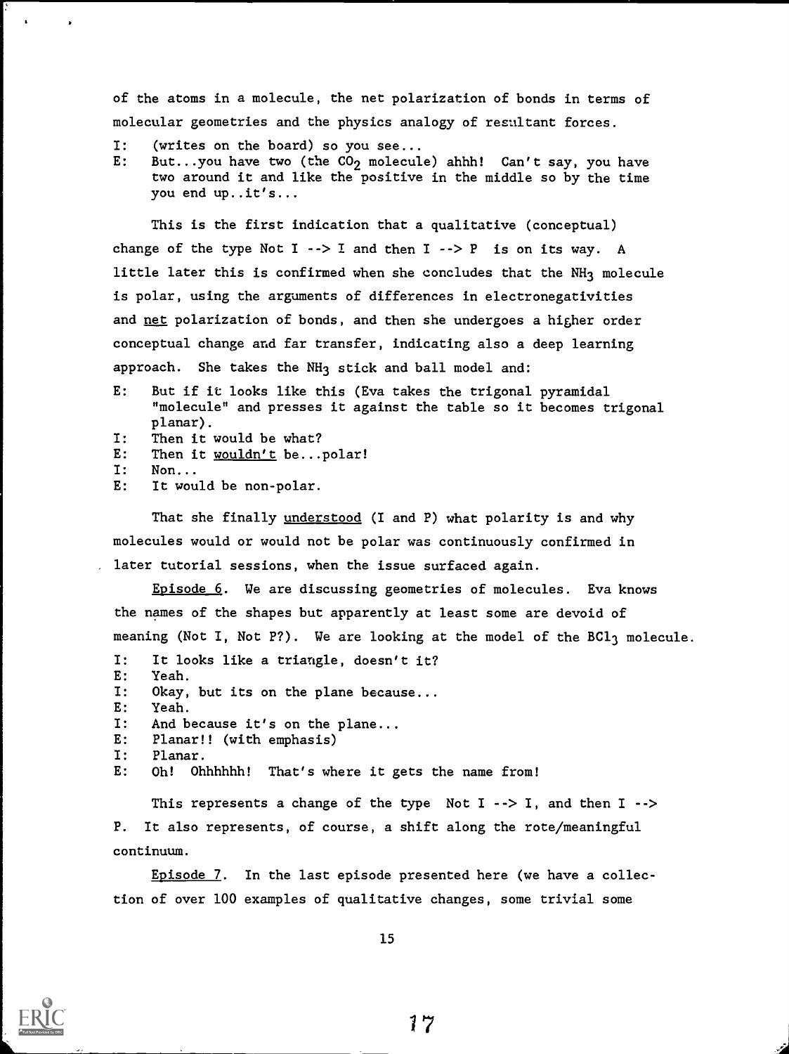of the atoms in a molecule, the net polarization of bonds in terms of molecular geometries and the physics analogy of resultant forces.

I: (writes on the board) so you see...
E: But...you have two (the $CO_2$ molecule) ahhh! Can't say, you have two around it and like the positive in the middle so by the time you end up..it's...

This is the first indication that a qualitative (conceptual) change of the type Not I --> I and then I --> P is on its way. A little later this is confirmed when she concludes that the $NH_3$ molecule is polar, using the arguments of differences in electronegativities and _net_ polarization of bonds, and then she undergoes a higher order conceptual change and far transfer, indicating also a deep learning approach. She takes the $NH_3$ stick and ball model and:

E: But if it looks like this (Eva takes the trigonal pyramidal "molecule" and presses it against the table so it becomes trigonal planar).
I: Then it would be what?
E: Then it _wouldn't_ be...polar!
I: Non...
E: It would be non-polar.

That she finally _understood_ (I and P) what polarity is and why molecules would or would not be polar was continuously confirmed in later tutorial sessions, when the issue surfaced again.

_Episode 6_. We are discussing geometries of molecules. Eva knows the names of the shapes but apparently at least some are devoid of meaning (Not I, Not P?). We are looking at the model of the $BCl_3$ molecule.

I: It looks like a triangle, doesn't it?
E: Yeah.
I: Okay, but its on the plane because...
E: Yeah.
I: And because it's on the plane...
E: Planar!! (with emphasis)
I: Planar.
E: Oh! Ohhhhhh! That's where it gets the name from!

This represents a change of the type Not I --> I, and then I --> P. It also represents, of course, a shift along the rote/meaningful continuum.

_Episode 7_. In the last episode presented here (we have a collection of over 100 examples of qualitative changes, some trivial some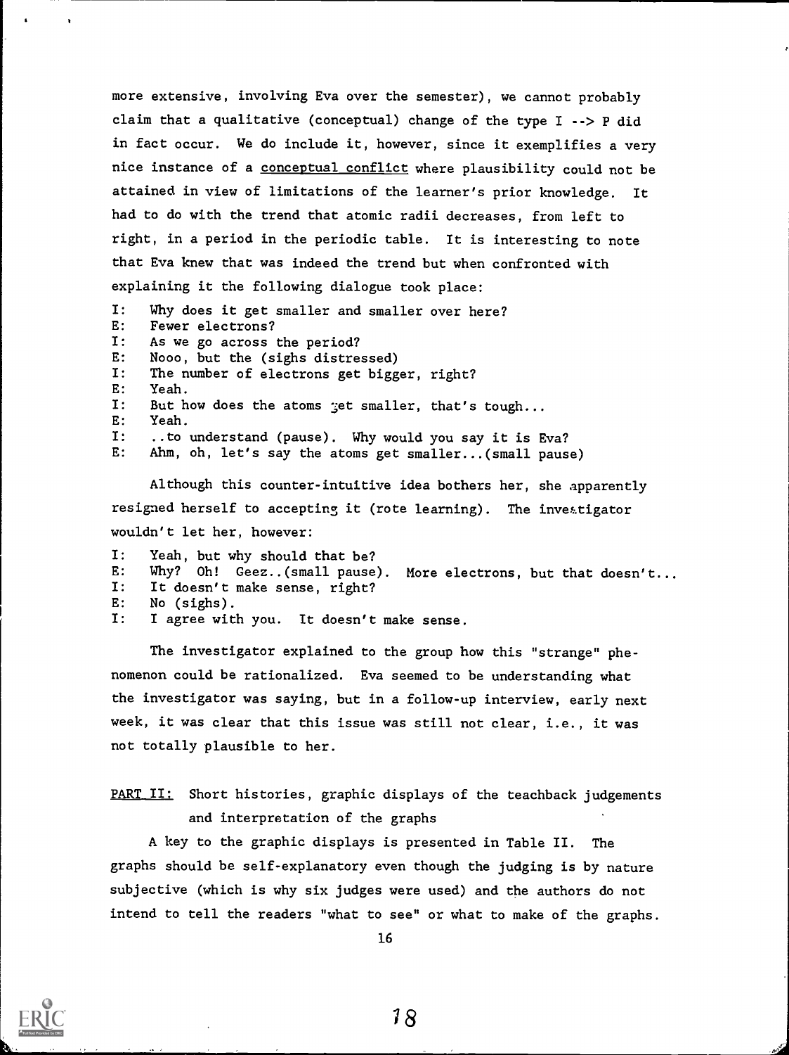more extensive, involving Eva over the semester), we cannot probably claim that a qualitative (conceptual) change of the type I --> P did in fact occur. We do include it, however, since it exemplifies a very nice instance of a conceptual conflict where plausibility could not be attained in view of limitations of the learner's prior knowledge. It had to do with the trend that atomic radii decreases, from left to right, in a period in the periodic table. It is interesting to note that Eva knew that was indeed the trend but when confronted with explaining it the following dialogue took place:

I: Why does it get smaller and smaller over here?
E: Fewer electrons?
I: As we go across the period?
E: Nooo, but the (sighs distressed)
I: The number of electrons get bigger, right?
E: Yeah.
I: But how does the atoms get smaller, that's tough...
E: Yeah.
I: ..to understand (pause). Why would you say it is Eva?
E: Ahm, oh, let's say the atoms get smaller...(small pause)

Although this counter-intuitive idea bothers her, she apparently resigned herself to accepting it (rote learning). The investigator wouldn't let her, however:

I: Yeah, but why should that be?
E: Why? Oh! Geez..(small pause). More electrons, but that doesn't...
I: It doesn't make sense, right?
E: No (sighs).
I: I agree with you. It doesn't make sense.

The investigator explained to the group how this "strange" phenomenon could be rationalized. Eva seemed to be understanding what the investigator was saying, but in a follow-up interview, early next week, it was clear that this issue was still not clear, i.e., it was not totally plausible to her.

## PART II: Short histories, graphic displays of the teachback judgements and interpretation of the graphs

A key to the graphic displays is presented in Table II. The graphs should be self-explanatory even though the judging is by nature subjective (which is why six judges were used) and the authors do not intend to tell the readers "what to see" or what to make of the graphs.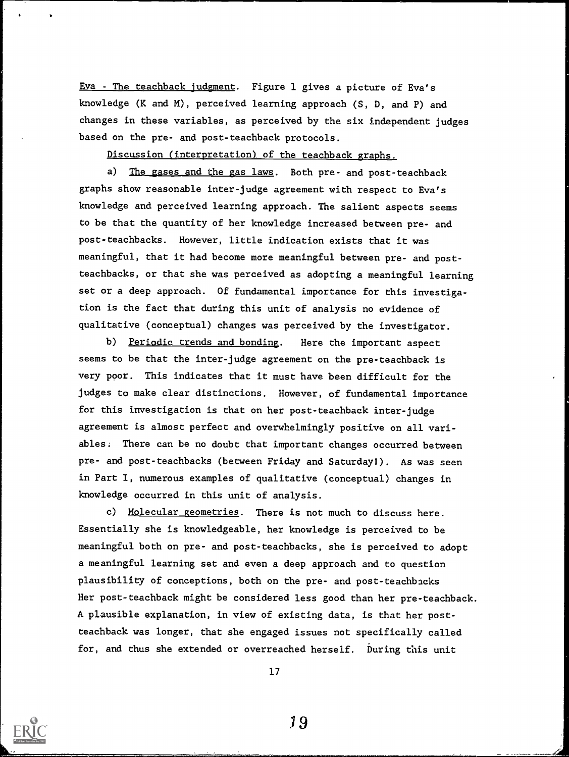Eva - The teachback judgment. Figure 1 gives a picture of Eva's knowledge (K and M), perceived learning approach (S, D, and P) and changes in these variables, as perceived by the six independent judges based on the pre- and post-teachback protocols.

Discussion (interpretation) of the teachback graphs.

a) The gases and the gas laws. Both pre- and post-teachback graphs show reasonable inter-judge agreement with respect to Eva's knowledge and perceived learning approach. The salient aspects seems to be that the quantity of her knowledge increased between pre- and post-teachbacks. However, little indication exists that it was meaningful, that it had become more meaningful between pre- and post-teachbacks, or that she was perceived as adopting a meaningful learning set or a deep approach. Of fundamental importance for this investigation is the fact that during this unit of analysis no evidence of qualitative (conceptual) changes was perceived by the investigator.

b) Periodic trends and bonding. Here the important aspect seems to be that the inter-judge agreement on the pre-teachback is very poor. This indicates that it must have been difficult for the judges to make clear distinctions. However, of fundamental importance for this investigation is that on her post-teachback inter-judge agreement is almost perfect and overwhelmingly positive on all variables. There can be no doubt that important changes occurred between pre- and post-teachbacks (between Friday and Saturday!). As was seen in Part I, numerous examples of qualitative (conceptual) changes in knowledge occurred in this unit of analysis.

c) Molecular geometries. There is not much to discuss here. Essentially she is knowledgeable, her knowledge is perceived to be meaningful both on pre- and post-teachbacks, she is perceived to adopt a meaningful learning set and even a deep approach and to question plausibility of conceptions, both on the pre- and post-teachbacks Her post-teachback might be considered less good than her pre-teachback. A plausible explanation, in view of existing data, is that her post-teachback was longer, that she engaged issues not specifically called for, and thus she extended or overreached herself. During this unit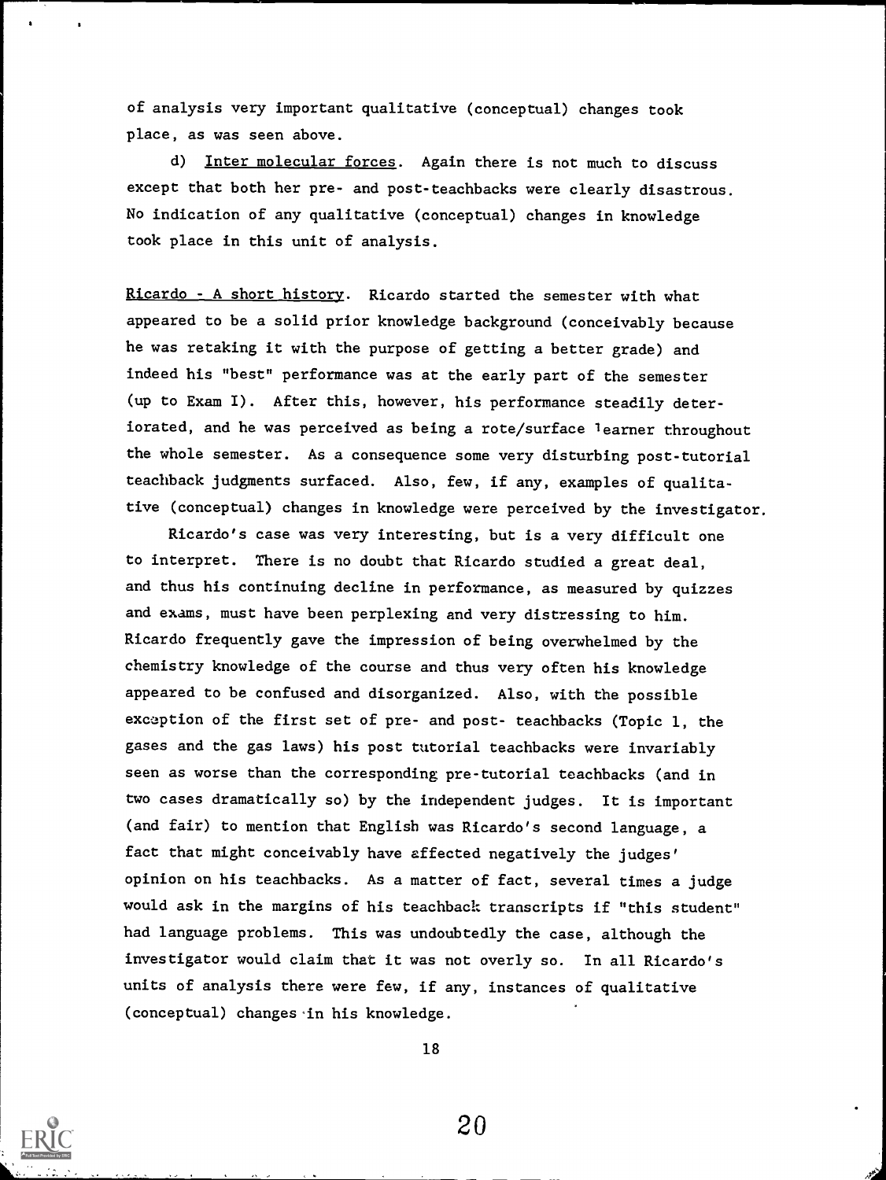of analysis very important qualitative (conceptual) changes took place, as was seen above.

d) Inter molecular forces. Again there is not much to discuss except that both her pre- and post-teachbacks were clearly disastrous. No indication of any qualitative (conceptual) changes in knowledge took place in this unit of analysis.

Ricardo - A short history. Ricardo started the semester with what appeared to be a solid prior knowledge background (conceivably because he was retaking it with the purpose of getting a better grade) and indeed his "best" performance was at the early part of the semester (up to Exam I). After this, however, his performance steadily deteriorated, and he was perceived as being a rote/surface learner throughout the whole semester. As a consequence some very disturbing post-tutorial teachback judgments surfaced. Also, few, if any, examples of qualitative (conceptual) changes in knowledge were perceived by the investigator.

Ricardo's case was very interesting, but is a very difficult one to interpret. There is no doubt that Ricardo studied a great deal, and thus his continuing decline in performance, as measured by quizzes and exams, must have been perplexing and very distressing to him. Ricardo frequently gave the impression of being overwhelmed by the chemistry knowledge of the course and thus very often his knowledge appeared to be confused and disorganized. Also, with the possible exception of the first set of pre- and post- teachbacks (Topic 1, the gases and the gas laws) his post tutorial teachbacks were invariably seen as worse than the corresponding pre-tutorial teachbacks (and in two cases dramatically so) by the independent judges. It is important (and fair) to mention that English was Ricardo's second language, a fact that might conceivably have affected negatively the judges' opinion on his teachbacks. As a matter of fact, several times a judge would ask in the margins of his teachback transcripts if "this student" had language problems. This was undoubtedly the case, although the investigator would claim that it was not overly so. In all Ricardo's units of analysis there were few, if any, instances of qualitative (conceptual) changes in his knowledge.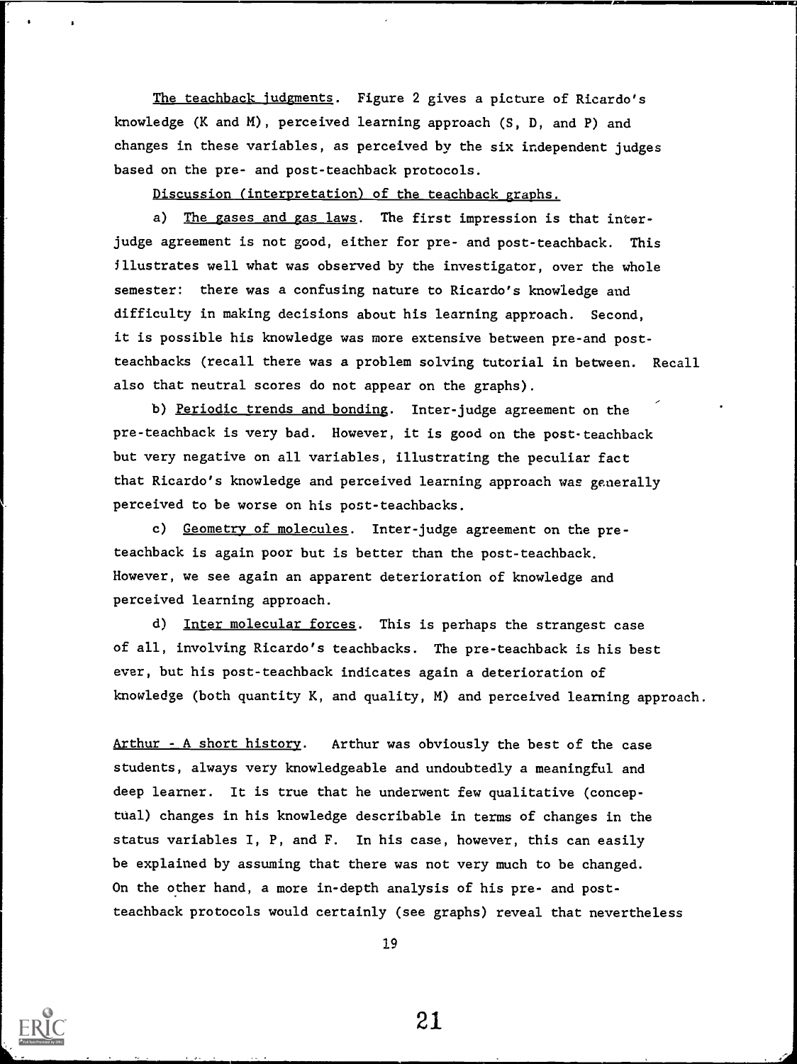The teachback judgments. Figure 2 gives a picture of Ricardo's knowledge (K and M), perceived learning approach (S, D, and P) and changes in these variables, as perceived by the six independent judges based on the pre- and post-teachback protocols.

Discussion (interpretation) of the teachback graphs.

a) The gases and gas laws. The first impression is that inter-judge agreement is not good, either for pre- and post-teachback. This illustrates well what was observed by the investigator, over the whole semester: there was a confusing nature to Ricardo's knowledge and difficulty in making decisions about his learning approach. Second, it is possible his knowledge was more extensive between pre-and post-teachbacks (recall there was a problem solving tutorial in between. Recall also that neutral scores do not appear on the graphs).

b) Periodic trends and bonding. Inter-judge agreement on the pre-teachback is very bad. However, it is good on the post-teachback but very negative on all variables, illustrating the peculiar fact that Ricardo's knowledge and perceived learning approach was generally perceived to be worse on his post-teachbacks.

c) Geometry of molecules. Inter-judge agreement on the pre-teachback is again poor but is better than the post-teachback. However, we see again an apparent deterioration of knowledge and perceived learning approach.

d) Inter molecular forces. This is perhaps the strangest case of all, involving Ricardo's teachbacks. The pre-teachback is his best ever, but his post-teachback indicates again a deterioration of knowledge (both quantity K, and quality, M) and perceived learning approach.

Arthur - A short history. Arthur was obviously the best of the case students, always very knowledgeable and undoubtedly a meaningful and deep learner. It is true that he underwent few qualitative (conceptual) changes in his knowledge describable in terms of changes in the status variables I, P, and F. In his case, however, this can easily be explained by assuming that there was not very much to be changed. On the other hand, a more in-depth analysis of his pre- and post-teachback protocols would certainly (see graphs) reveal that nevertheless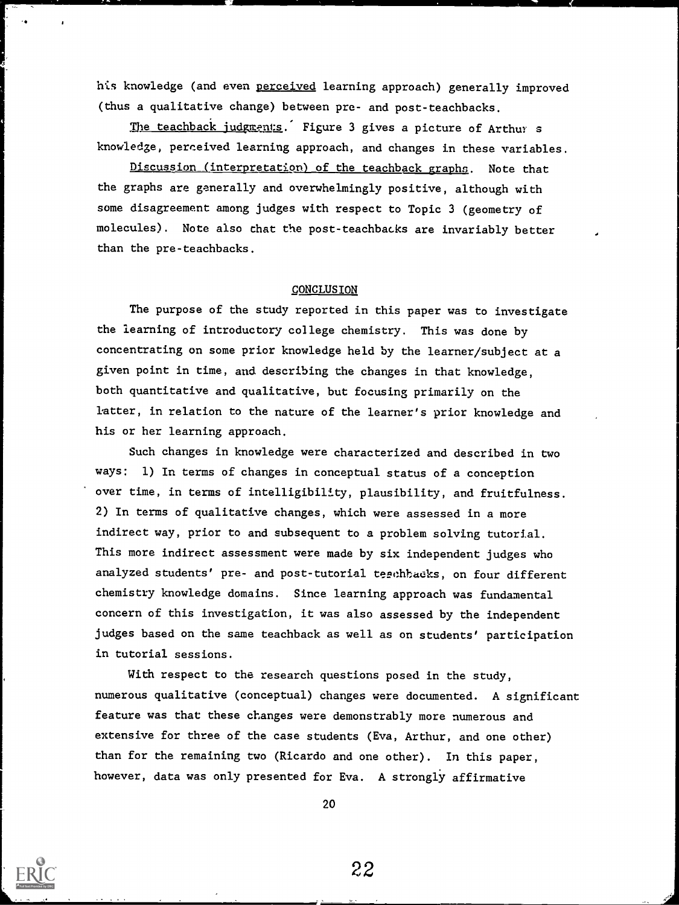his knowledge (and even perceived learning approach) generally improved (thus a qualitative change) between pre- and post-teachbacks.

The teachback judgments. Figure 3 gives a picture of Arthur's knowledge, perceived learning approach, and changes in these variables.

Discussion (interpretation) of the teachback graphs. Note that the graphs are generally and overwhelmingly positive, although with some disagreement among judges with respect to Topic 3 (geometry of molecules). Note also that the post-teachbacks are invariably better than the pre-teachbacks.

## CONCLUSION

The purpose of the study reported in this paper was to investigate the learning of introductory college chemistry. This was done by concentrating on some prior knowledge held by the learner/subject at a given point in time, and describing the changes in that knowledge, both quantitative and qualitative, but focusing primarily on the latter, in relation to the nature of the learner's prior knowledge and his or her learning approach.

Such changes in knowledge were characterized and described in two ways: 1) In terms of changes in conceptual status of a conception over time, in terms of intelligibility, plausibility, and fruitfulness. 2) In terms of qualitative changes, which were assessed in a more indirect way, prior to and subsequent to a problem solving tutorial. This more indirect assessment were made by six independent judges who analyzed students' pre- and post-tutorial teachbacks, on four different chemistry knowledge domains. Since learning approach was fundamental concern of this investigation, it was also assessed by the independent judges based on the same teachback as well as on students' participation in tutorial sessions.

With respect to the research questions posed in the study, numerous qualitative (conceptual) changes were documented. A significant feature was that these changes were demonstrably more numerous and extensive for three of the case students (Eva, Arthur, and one other) than for the remaining two (Ricardo and one other). In this paper, however, data was only presented for Eva. A strongly affirmative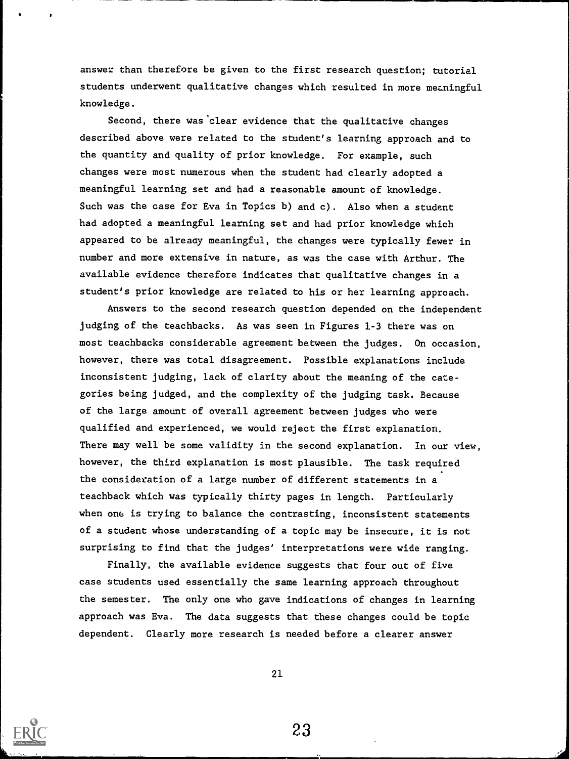answer than therefore be given to the first research question; tutorial students underwent qualitative changes which resulted in more meaningful knowledge.

Second, there was clear evidence that the qualitative changes described above were related to the student's learning approach and to the quantity and quality of prior knowledge. For example, such changes were most numerous when the student had clearly adopted a meaningful learning set and had a reasonable amount of knowledge. Such was the case for Eva in Topics b) and c). Also when a student had adopted a meaningful learning set and had prior knowledge which appeared to be already meaningful, the changes were typically fewer in number and more extensive in nature, as was the case with Arthur. The available evidence therefore indicates that qualitative changes in a student's prior knowledge are related to his or her learning approach.

Answers to the second research question depended on the independent judging of the teachbacks. As was seen in Figures 1-3 there was on most teachbacks considerable agreement between the judges. On occasion, however, there was total disagreement. Possible explanations include inconsistent judging, lack of clarity about the meaning of the categories being judged, and the complexity of the judging task. Because of the large amount of overall agreement between judges who were qualified and experienced, we would reject the first explanation. There may well be some validity in the second explanation. In our view, however, the third explanation is most plausible. The task required the consideration of a large number of different statements in a teachback which was typically thirty pages in length. Particularly when one is trying to balance the contrasting, inconsistent statements of a student whose understanding of a topic may be insecure, it is not surprising to find that the judges' interpretations were wide ranging.

Finally, the available evidence suggests that four out of five case students used essentially the same learning approach throughout the semester. The only one who gave indications of changes in learning approach was Eva. The data suggests that these changes could be topic dependent. Clearly more research is needed before a clearer answer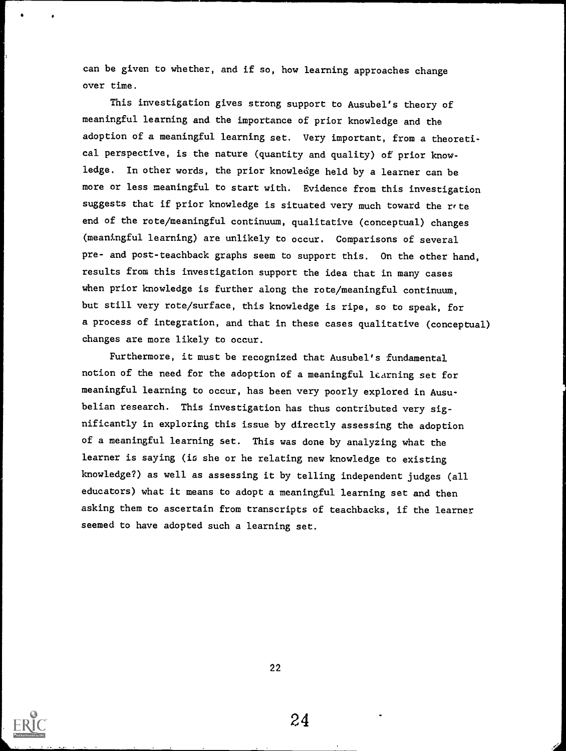can be given to whether, and if so, how learning approaches change over time.

This investigation gives strong support to Ausubel's theory of meaningful learning and the importance of prior knowledge and the adoption of a meaningful learning set. Very important, from a theoretical perspective, is the nature (quantity and quality) of prior knowledge. In other words, the prior knowledge held by a learner can be more or less meaningful to start with. Evidence from this investigation suggests that if prior knowledge is situated very much toward the rote end of the rote/meaningful continuum, qualitative (conceptual) changes (meaningful learning) are unlikely to occur. Comparisons of several pre- and post-teachback graphs seem to support this. On the other hand, results from this investigation support the idea that in many cases when prior knowledge is further along the rote/meaningful continuum, but still very rote/surface, this knowledge is ripe, so to speak, for a process of integration, and that in these cases qualitative (conceptual) changes are more likely to occur.

Furthermore, it must be recognized that Ausubel's fundamental notion of the need for the adoption of a meaningful learning set for meaningful learning to occur, has been very poorly explored in Ausubelian research. This investigation has thus contributed very significantly in exploring this issue by directly assessing the adoption of a meaningful learning set. This was done by analyzing what the learner is saying (is she or he relating new knowledge to existing knowledge?) as well as assessing it by telling independent judges (all educators) what it means to adopt a meaningful learning set and then asking them to ascertain from transcripts of teachbacks, if the learner seemed to have adopted such a learning set.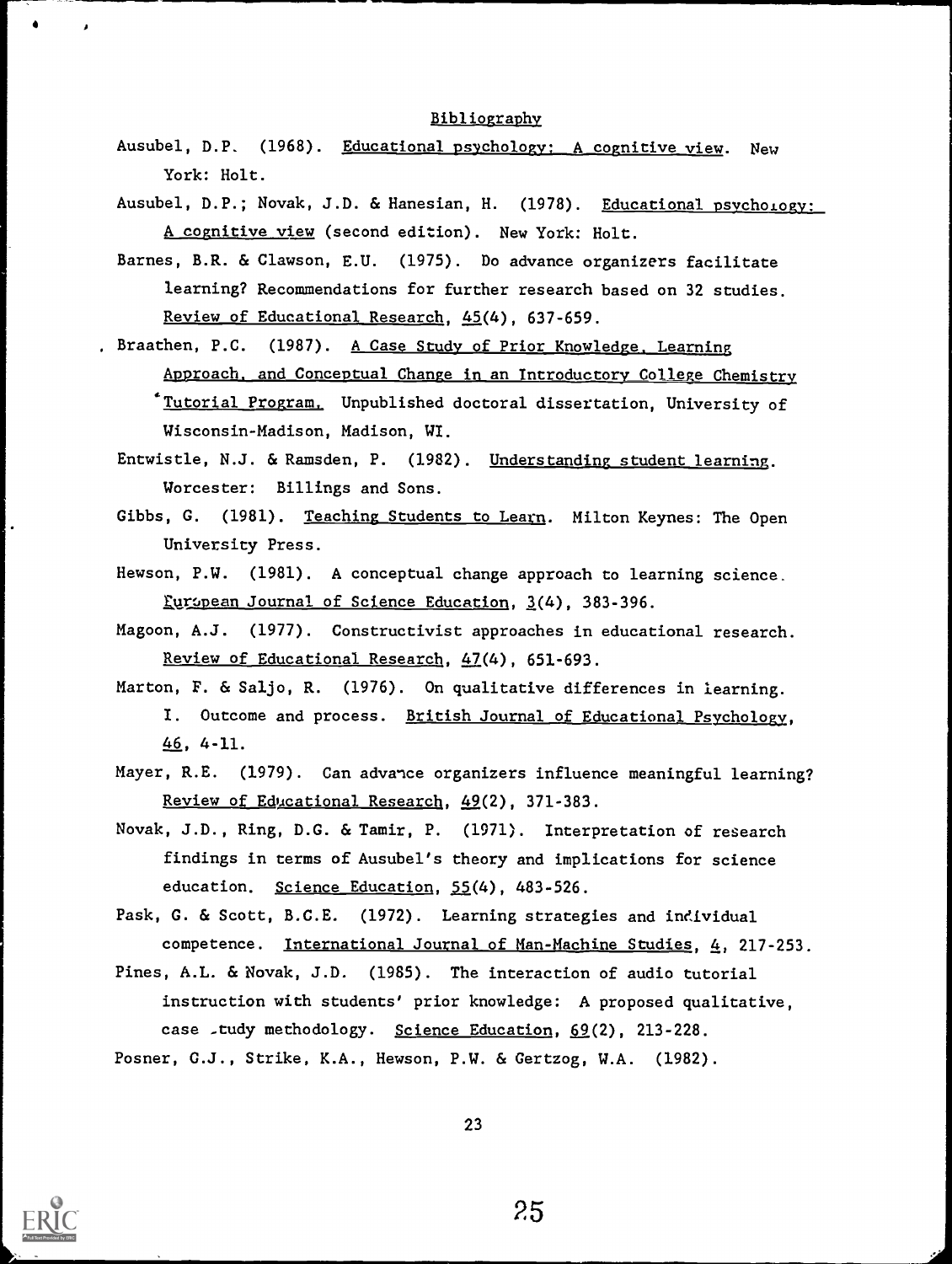## Bibliography

Ausubel, D.P. (1968). Educational psychology: A cognitive view. New York: Holt.

Ausubel, D.P.; Novak, J.D. & Hanesian, H. (1978). Educational psychology: A cognitive view (second edition). New York: Holt.

Barnes, B.R. & Clawson, E.U. (1975). Do advance organizers facilitate learning? Recommendations for further research based on 32 studies. Review of Educational Research, 45(4), 637-659.

Braathen, P.C. (1987). A Case Study of Prior Knowledge, Learning Approach, and Conceptual Change in an Introductory College Chemistry Tutorial Program. Unpublished doctoral dissertation, University of Wisconsin-Madison, Madison, WI.

Entwistle, N.J. & Ramsden, P. (1982). Understanding student learning. Worcester: Billings and Sons.

Gibbs, G. (1981). Teaching Students to Learn. Milton Keynes: The Open University Press.

Hewson, P.W. (1981). A conceptual change approach to learning science. European Journal of Science Education, 3(4), 383-396.

Magoon, A.J. (1977). Constructivist approaches in educational research. Review of Educational Research, 47(4), 651-693.

Marton, F. & Saljo, R. (1976). On qualitative differences in learning. I. Outcome and process. British Journal of Educational Psychology, 46, 4-11.

Mayer, R.E. (1979). Can advance organizers influence meaningful learning? Review of Educational Research, 49(2), 371-383.

Novak, J.D., Ring, D.G. & Tamir, P. (1971). Interpretation of research findings in terms of Ausubel's theory and implications for science education. Science Education, 55(4), 483-526.

Pask, G. & Scott, B.C.E. (1972). Learning strategies and individual competence. International Journal of Man-Machine Studies, 4, 217-253.

Pines, A.L. & Novak, J.D. (1985). The interaction of audio tutorial instruction with students' prior knowledge: A proposed qualitative, case study methodology. Science Education, 69(2), 213-228.

Posner, G.J., Strike, K.A., Hewson, P.W. & Gertzog, W.A. (1982).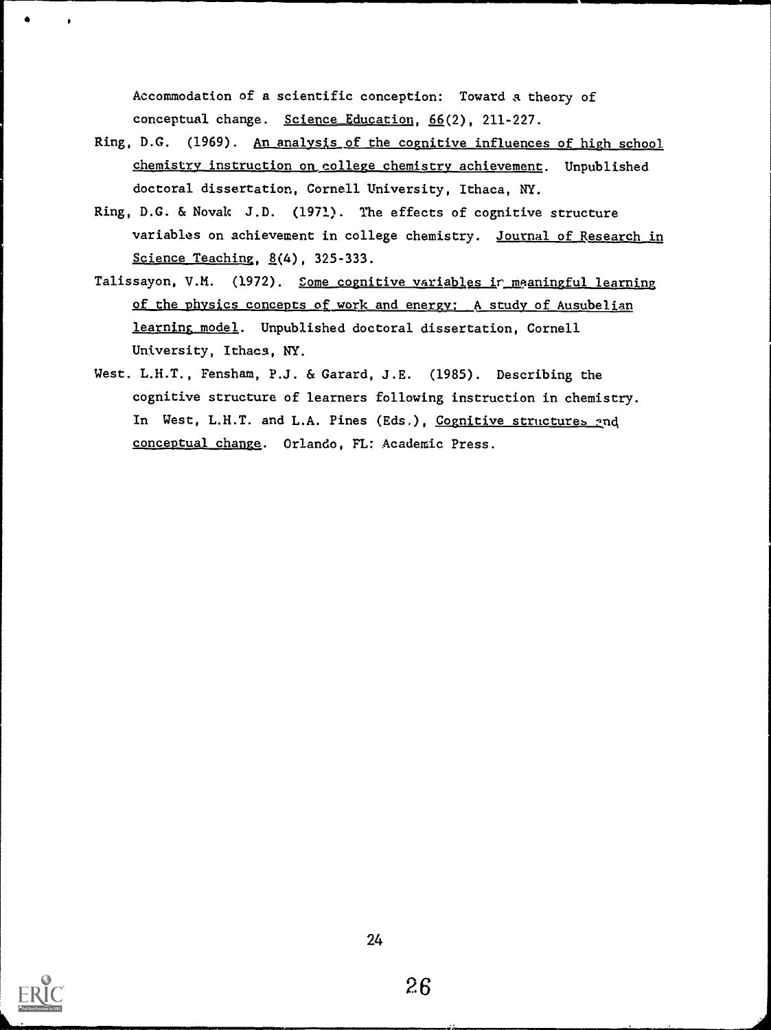Accommodation of a scientific conception: Toward a theory of conceptual change. Science Education, 66(2), 211-227.

Ring, D.G. (1969). An analysis of the cognitive influences of high school chemistry instruction on college chemistry achievement. Unpublished doctoral dissertation, Cornell University, Ithaca, NY.

Ring, D.G. & Novak J.D. (1971). The effects of cognitive structure variables on achievement in college chemistry. Journal of Research in Science Teaching, 8(4), 325-333.

Talissayon, V.M. (1972). Some cognitive variables in meaningful learning of the physics concepts of work and energy: A study of Ausubelian learning model. Unpublished doctoral dissertation, Cornell University, Ithaca, NY.

West, L.H.T., Fensham, P.J. & Garard, J.E. (1985). Describing the cognitive structure of learners following instruction in chemistry. In West, L.H.T. and L.A. Pines (Eds.), Cognitive structures and conceptual change. Orlando, FL: Academic Press.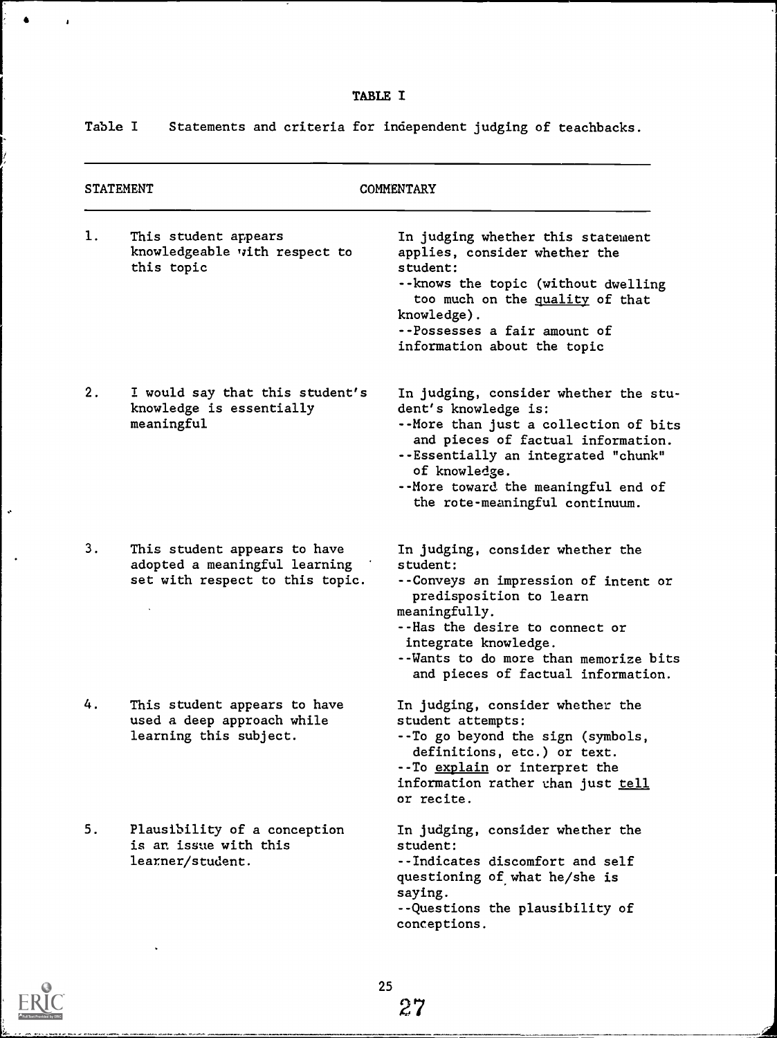# TABLE I

Table I   Statements and criteria for independent judging of teachbacks.

| STATEMENT | COMMENTARY |
|---|---|
| 1. This student appears knowledgeable with respect to this topic | In judging whether this statement applies, consider whether the student:<br>--knows the topic (without dwelling too much on the quality of that knowledge).<br>--Possesses a fair amount of information about the topic |
| 2. I would say that this student's knowledge is essentially meaningful | In judging, consider whether the student's knowledge is:<br>--More than just a collection of bits and pieces of factual information.<br>--Essentially an integrated "chunk" of knowledge.<br>--More toward the meaningful end of the rote-meaningful continuum. |
| 3. This student appears to have adopted a meaningful learning set with respect to this topic. | In judging, consider whether the student:<br>--Conveys an impression of intent or predisposition to learn meaningfully.<br>--Has the desire to connect or integrate knowledge.<br>--Wants to do more than memorize bits and pieces of factual information. |
| 4. This student appears to have used a deep approach while learning this subject. | In judging, consider whether the student attempts:<br>--To go beyond the sign (symbols, definitions, etc.) or text.<br>--To explain or interpret the information rather than just tell or recite. |
| 5. Plausibility of a conception is an issue with this learner/student. | In judging, consider whether the student:<br>--Indicates discomfort and self questioning of what he/she is saying.<br>--Questions the plausibility of conceptions. |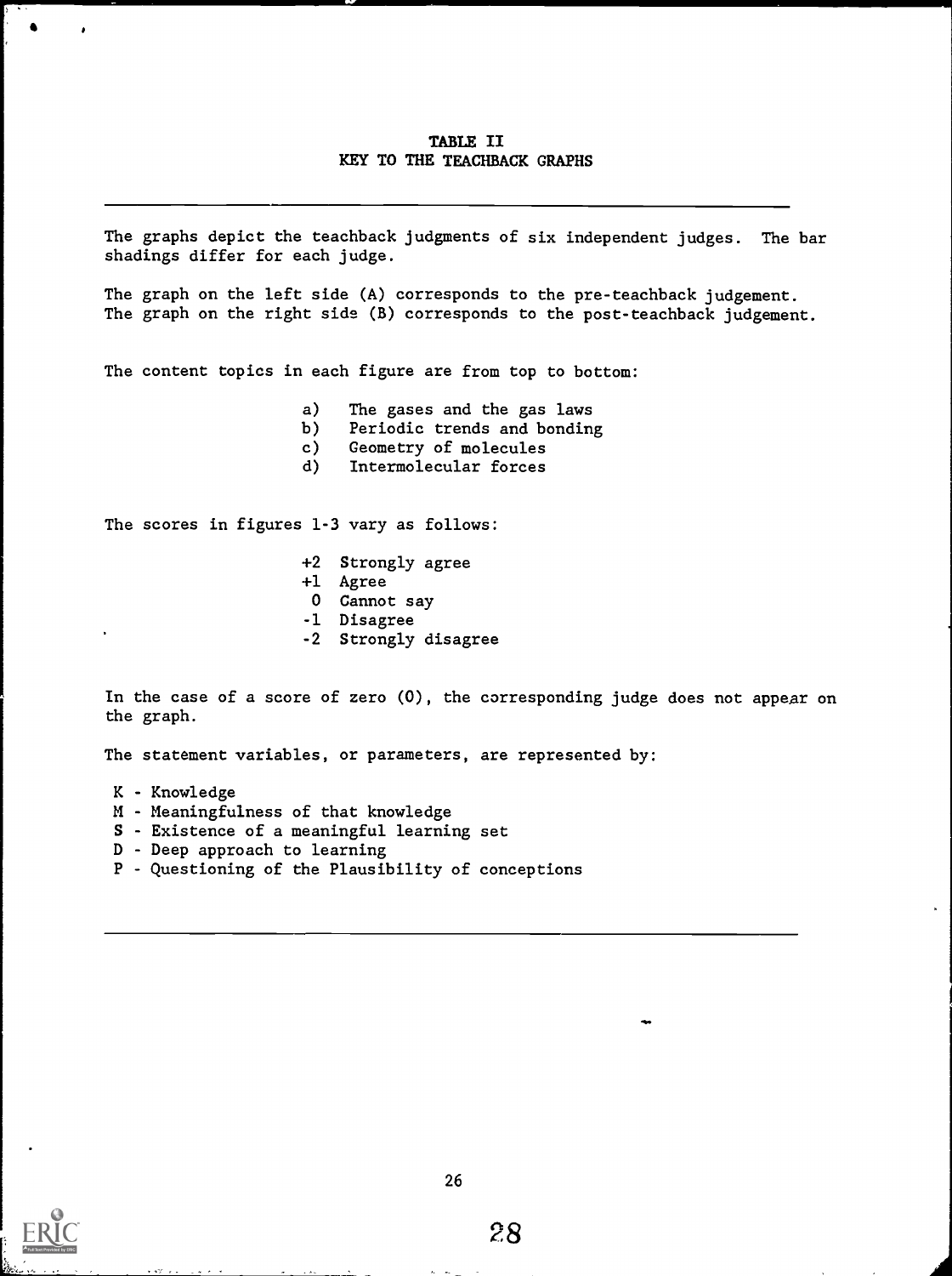## TABLE II
## KEY TO THE TEACHBACK GRAPHS

The graphs depict the teachback judgments of six independent judges. The bar shadings differ for each judge.

The graph on the left side (A) corresponds to the pre-teachback judgement. The graph on the right side (B) corresponds to the post-teachback judgement.

The content topics in each figure are from top to bottom:

a) The gases and the gas laws
b) Periodic trends and bonding
c) Geometry of molecules
d) Intermolecular forces

The scores in figures 1-3 vary as follows:

+2 Strongly agree
+1 Agree
0 Cannot say
-1 Disagree
-2 Strongly disagree

In the case of a score of zero (0), the corresponding judge does not appear on the graph.

The statement variables, or parameters, are represented by:

K - Knowledge
M - Meaningfulness of that knowledge
S - Existence of a meaningful learning set
D - Deep approach to learning
P - Questioning of the Plausibility of conceptions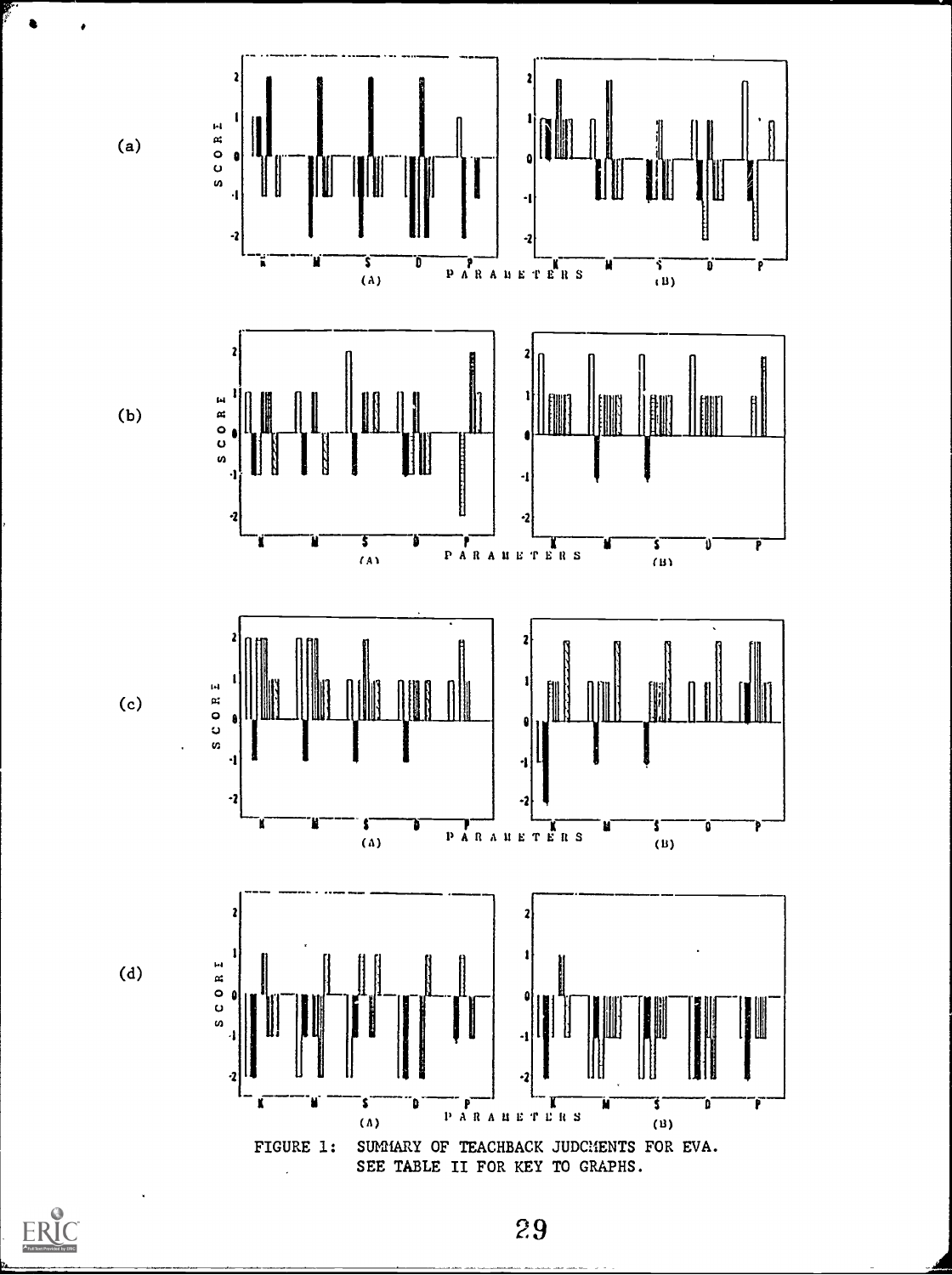FIGURE 1: SUMMARY OF TEACHBACK JUDGMENTS FOR EVA. SEE TABLE II FOR KEY TO GRAPHS.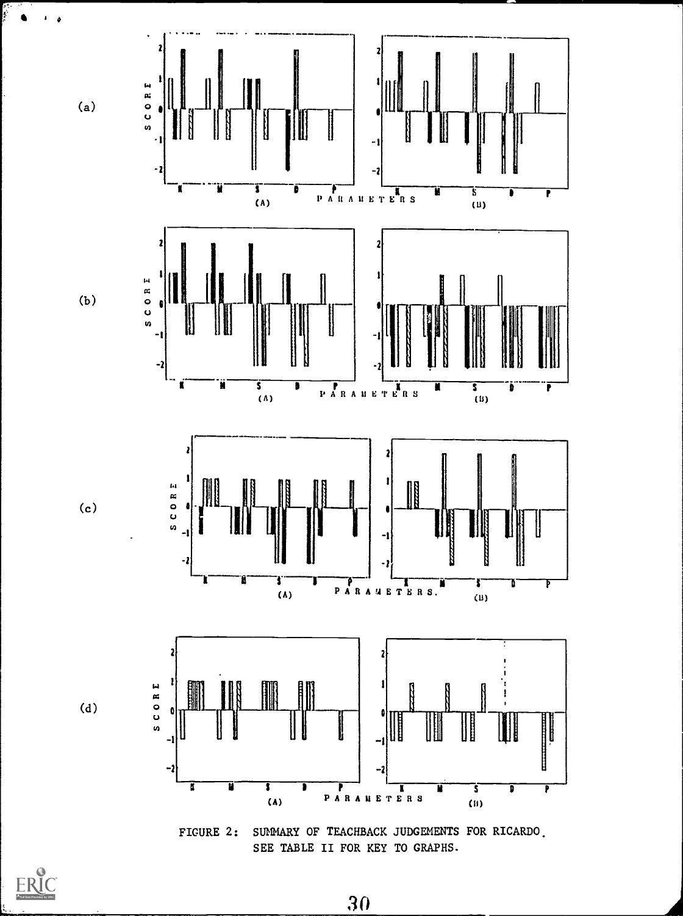(a)

(b)

(c)

(d)

FIGURE 2: SUMMARY OF TEACHBACK JUDGEMENTS FOR RICARDO. SEE TABLE II FOR KEY TO GRAPHS.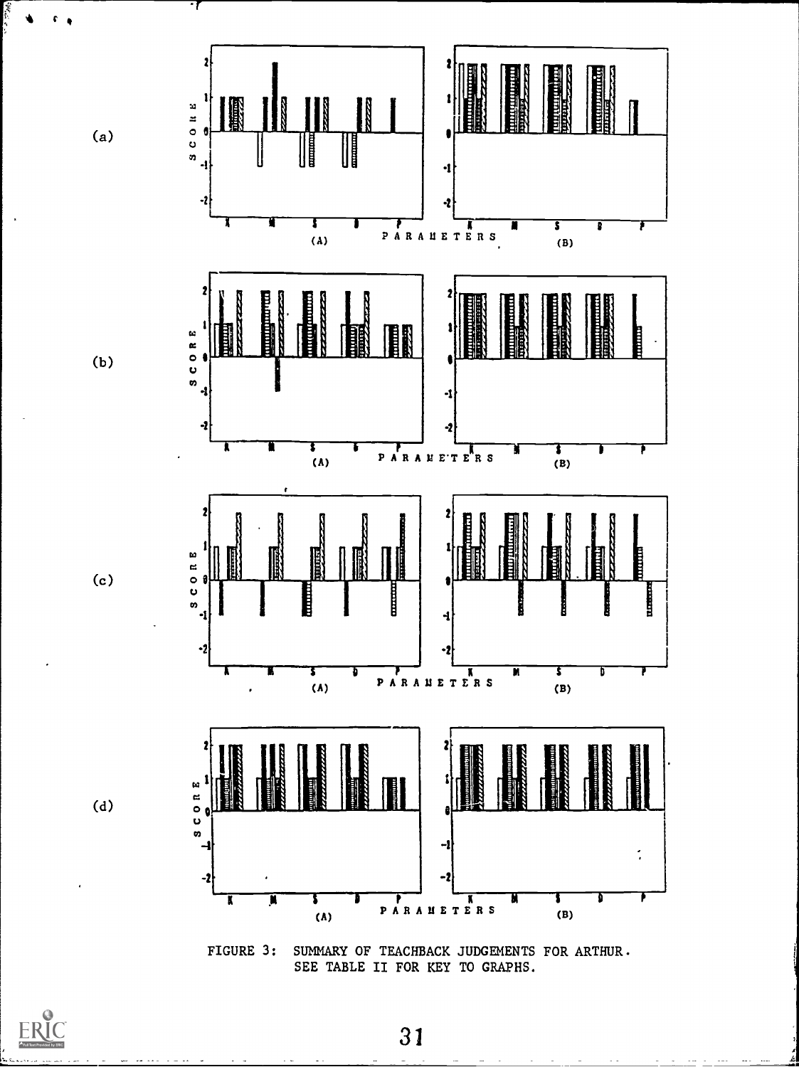(a)

SCORE

2
1
0
-1
-2

K M S D P

(A)

PARAMETERS

(B)

(b)

SCORE

2
1
0
-1
-2

K M S D P

(A)

PARAMETERS

(B)

(c)

SCORE

2
1
0
-1
-2

K M S D P

(A)

PARAMETERS

(B)

(d)

SCORE

2
1
0
-1
-2

K M S D P

(A)

PARAMETERS

(B)

FIGURE 3: SUMMARY OF TEACHBACK JUDGEMENTS FOR ARTHUR. SEE TABLE II FOR KEY TO GRAPHS.